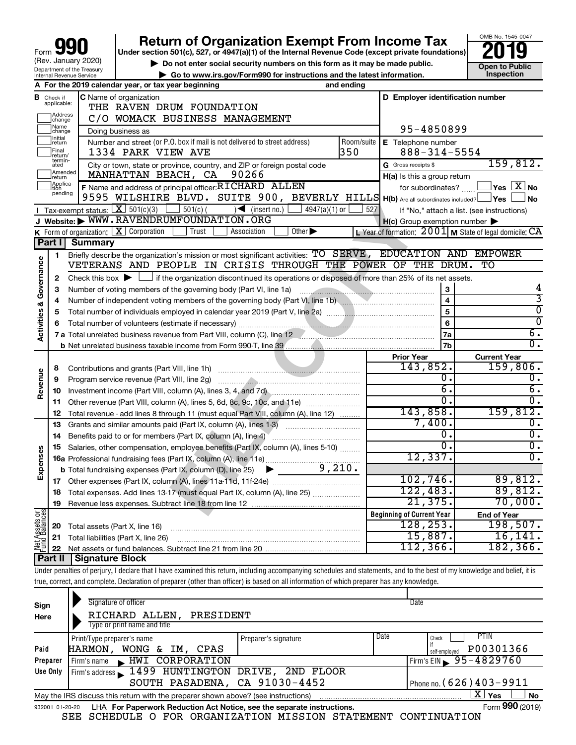# Form 990 — Return of Organization Exempt From Income Tax (2019)

Form **990** (Rev. January 2020)
Department of the Treasury
Internal Revenue Service

**Return of Organization Exempt From Income Tax**
Under section 501(c), 527, or 4947(a)(1) of the Internal Revenue Code (except private foundations)
▶ Do not enter social security numbers on this form as it may be made public.
▶ Go to www.irs.gov/Form990 for instructions and the latest information.

OMB No. 1545-0047
**2019**
**Open to Public Inspection**

**A** For the 2019 calendar year, or tax year beginning and ending

**B** Check if applicable: Address change, Name change, Initial return, Final return/terminated, Amended return, Application pending

**C** Name of organization: THE RAVEN DRUM FOUNDATION
C/O WOMACK BUSINESS MANAGEMENT
Doing business as
Number and street (or P.O. box if mail is not delivered to street address): 1334 PARK VIEW AVE — Room/suite: 350
City or town, state or province, country, and ZIP or foreign postal code: MANHATTAN BEACH, CA 90266

**D** Employer identification number: 95-4850899
**E** Telephone number: 888-314-5554
**G** Gross receipts $ 159,812.

**F** Name and address of principal officer: RICHARD ALLEN
9595 WILSHIRE BLVD. SUITE 900, BEVERLY HILLS

**H(a)** Is this a group return for subordinates? ☐ Yes ☒ No
**H(b)** Are all subordinates included? ☐ Yes ☐ No
If "No," attach a list. (see instructions)
**H(c)** Group exemption number ▶

**I** Tax-exempt status: ☒ 501(c)(3) ☐ 501(c) ( ) ◀ (insert no.) ☐ 4947(a)(1) or ☐ 527
**J** Website: ▶ WWW.RAVENDRUMFOUNDATION.ORG
**K** Form of organization: ☒ Corporation ☐ Trust ☐ Association ☐ Other ▶
**L** Year of formation: 2001 **M** State of legal domicile: CA

## Part I Summary

### Activities & Governance

1. Briefly describe the organization's mission or most significant activities: TO SERVE, EDUCATION AND EMPOWER VETERANS AND PEOPLE IN CRISIS THROUGH THE POWER OF THE DRUM. TO
2. Check this box ▶ ☐ if the organization discontinued its operations or disposed of more than 25% of its net assets.

| Line | Description | No. | Value |
|---|---|---|---|
| 3 | Number of voting members of the governing body (Part VI, line 1a) | 3 | 4 |
| 4 | Number of independent voting members of the governing body (Part VI, line 1b) | 4 | 3 |
| 5 | Total number of individuals employed in calendar year 2019 (Part V, line 2a) | 5 | 0 |
| 6 | Total number of volunteers (estimate if necessary) | 6 | 0 |
| 7a | Total unrelated business revenue from Part VIII, column (C), line 12 | 7a | 6. |
| 7b | Net unrelated business taxable income from Form 990-T, line 39 | 7b | 0. |

### Revenue / Expenses / Net Assets

| Line | Description | Prior Year | Current Year |
|---|---|---|---|
| 8 | Contributions and grants (Part VIII, line 1h) | 143,852. | 159,806. |
| 9 | Program service revenue (Part VIII, line 2g) | 0. | 0. |
| 10 | Investment income (Part VIII, column (A), lines 3, 4, and 7d) | 6. | 6. |
| 11 | Other revenue (Part VIII, column (A), lines 5, 6d, 8c, 9c, 10c, and 11e) | 0. | 0. |
| 12 | Total revenue - add lines 8 through 11 (must equal Part VIII, column (A), line 12) | 143,858. | 159,812. |
| 13 | Grants and similar amounts paid (Part IX, column (A), lines 1-3) | 7,400. | 0. |
| 14 | Benefits paid to or for members (Part IX, column (A), line 4) | 0. | 0. |
| 15 | Salaries, other compensation, employee benefits (Part IX, column (A), lines 5-10) | 0. | 0. |
| 16a | Professional fundraising fees (Part IX, column (A), line 11e) | 12,337. | 0. |
| b | Total fundraising expenses (Part IX, column (D), line 25) ▶ 9,210. | | |
| 17 | Other expenses (Part IX, column (A), lines 11a-11d, 11f-24e) | 102,746. | 89,812. |
| 18 | Total expenses. Add lines 13-17 (must equal Part IX, column (A), line 25) | 122,483. | 89,812. |
| 19 | Revenue less expenses. Subtract line 18 from line 12 | 21,375. | 70,000. |

| Line | Description | Beginning of Current Year | End of Year |
|---|---|---|---|
| 20 | Total assets (Part X, line 16) | 128,253. | 198,507. |
| 21 | Total liabilities (Part X, line 26) | 15,887. | 16,141. |
| 22 | Net assets or fund balances. Subtract line 21 from line 20 | 112,366. | 182,366. |

## Part II Signature Block

Under penalties of perjury, I declare that I have examined this return, including accompanying schedules and statements, and to the best of my knowledge and belief, it is true, correct, and complete. Declaration of preparer (other than officer) is based on all information of which preparer has any knowledge.

**Sign Here**
Signature of officer — Date
RICHARD ALLEN, PRESIDENT
Type or print name and title

**Paid Preparer Use Only**
Print/Type preparer's name: HARMON, WONG & IM, CPAS — Preparer's signature — Date — Check ☐ if self-employed — PTIN: P00301366
Firm's name ▶ HWI CORPORATION — Firm's EIN ▶ 95-4829760
Firm's address ▶ 1499 HUNTINGTON DRIVE, 2ND FLOOR, SOUTH PASADENA, CA 91030-4452 — Phone no. (626)403-9911

May the IRS discuss this return with the preparer shown above? (see instructions) ☒ Yes ☐ No

932001 01-20-20 LHA For Paperwork Reduction Act Notice, see the separate instructions. Form **990** (2019)

SEE SCHEDULE O FOR ORGANIZATION MISSION STATEMENT CONTINUATION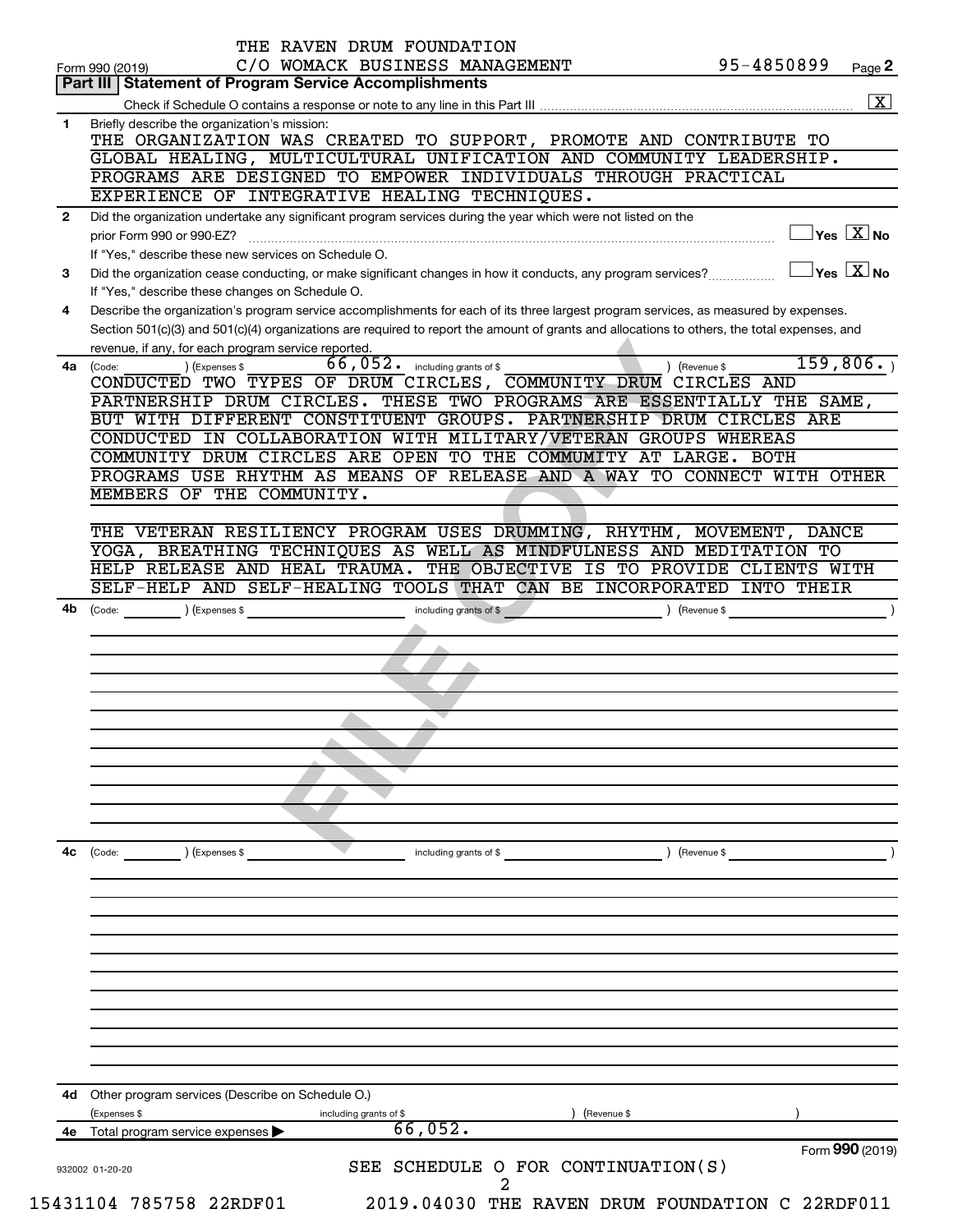THE RAVEN DRUM FOUNDATION
C/O WOMACK BUSINESS MANAGEMENT 95-4850899

Form 990 (2019) Page **2**

## Part III | Statement of Program Service Accomplishments

Check if Schedule O contains a response or note to any line in this Part III .................... [X]

**1** Briefly describe the organization's mission:

THE ORGANIZATION WAS CREATED TO SUPPORT, PROMOTE AND CONTRIBUTE TO GLOBAL HEALING, MULTICULTURAL UNIFICATION AND COMMUNITY LEADERSHIP. PROGRAMS ARE DESIGNED TO EMPOWER INDIVIDUALS THROUGH PRACTICAL EXPERIENCE OF INTEGRATIVE HEALING TECHNIQUES.

**2** Did the organization undertake any significant program services during the year which were not listed on the prior Form 990 or 990-EZ? .................... [ ] Yes [X] No

If "Yes," describe these new services on Schedule O.

**3** Did the organization cease conducting, or make significant changes in how it conducts, any program services? .................... [ ] Yes [X] No

If "Yes," describe these changes on Schedule O.

**4** Describe the organization's program service accomplishments for each of its three largest program services, as measured by expenses. Section 501(c)(3) and 501(c)(4) organizations are required to report the amount of grants and allocations to others, the total expenses, and revenue, if any, for each program service reported.

**4a** (Code: ) (Expenses $ 66,052. including grants of $ ) (Revenue $ 159,806. )

CONDUCTED TWO TYPES OF DRUM CIRCLES, COMMUNITY DRUM CIRCLES AND PARTNERSHIP DRUM CIRCLES. THESE TWO PROGRAMS ARE ESSENTIALLY THE SAME, BUT WITH DIFFERENT CONSTITUENT GROUPS. PARTNERSHIP DRUM CIRCLES ARE CONDUCTED IN COLLABORATION WITH MILITARY/VETERAN GROUPS WHEREAS COMMUNITY DRUM CIRCLES ARE OPEN TO THE COMMUMITY AT LARGE. BOTH PROGRAMS USE RHYTHM AS MEANS OF RELEASE AND A WAY TO CONNECT WITH OTHER MEMBERS OF THE COMMUNITY.

THE VETERAN RESILIENCY PROGRAM USES DRUMMING, RHYTHM, MOVEMENT, DANCE YOGA, BREATHING TECHNIQUES AS WELL AS MINDFULNESS AND MEDITATION TO HELP RELEASE AND HEAL TRAUMA. THE OBJECTIVE IS TO PROVIDE CLIENTS WITH SELF-HELP AND SELF-HEALING TOOLS THAT CAN BE INCORPORATED INTO THEIR

**4b** (Code: ) (Expenses $ including grants of $ ) (Revenue $ )

**4c** (Code: ) (Expenses $ including grants of $ ) (Revenue $ )

**4d** Other program services (Describe on Schedule O.)

(Expenses $ including grants of $ ) (Revenue $ )

**4e** Total program service expenses ▶ 66,052.

Form **990** (2019)

SEE SCHEDULE O FOR CONTINUATION(S)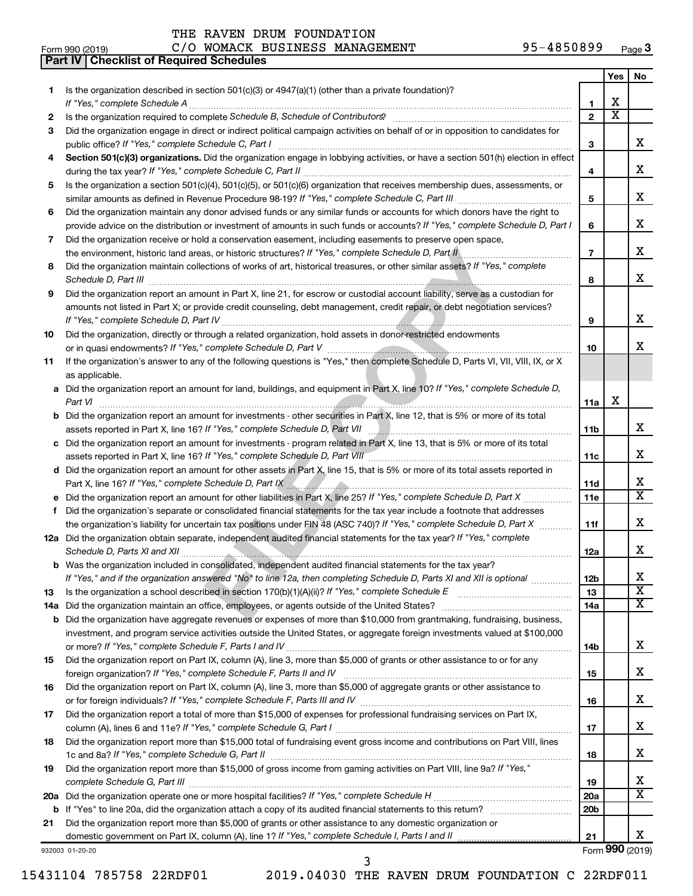THE RAVEN DRUM FOUNDATION

Form 990 (2019) C/O WOMACK BUSINESS MANAGEMENT 95-4850899 Page **3**

**Part IV | Checklist of Required Schedules**

| | | | Yes | No |
|---|---|---|---|---|
| **1** | Is the organization described in section 501(c)(3) or 4947(a)(1) (other than a private foundation)? *If "Yes," complete Schedule A* | **1** | X | |
| **2** | Is the organization required to complete *Schedule B, Schedule of Contributors*? | **2** | X | |
| **3** | Did the organization engage in direct or indirect political campaign activities on behalf of or in opposition to candidates for public office? *If "Yes," complete Schedule C, Part I* | **3** | | X |
| **4** | **Section 501(c)(3) organizations.** Did the organization engage in lobbying activities, or have a section 501(h) election in effect during the tax year? *If "Yes," complete Schedule C, Part II* | **4** | | X |
| **5** | Is the organization a section 501(c)(4), 501(c)(5), or 501(c)(6) organization that receives membership dues, assessments, or similar amounts as defined in Revenue Procedure 98-19? *If "Yes," complete Schedule C, Part III* | **5** | | X |
| **6** | Did the organization maintain any donor advised funds or any similar funds or accounts for which donors have the right to provide advice on the distribution or investment of amounts in such funds or accounts? *If "Yes," complete Schedule D, Part I* | **6** | | X |
| **7** | Did the organization receive or hold a conservation easement, including easements to preserve open space, the environment, historic land areas, or historic structures? *If "Yes," complete Schedule D, Part II* | **7** | | X |
| **8** | Did the organization maintain collections of works of art, historical treasures, or other similar assets? *If "Yes," complete Schedule D, Part III* | **8** | | X |
| **9** | Did the organization report an amount in Part X, line 21, for escrow or custodial account liability, serve as a custodian for amounts not listed in Part X; or provide credit counseling, debt management, credit repair, or debt negotiation services? *If "Yes," complete Schedule D, Part IV* | **9** | | X |
| **10** | Did the organization, directly or through a related organization, hold assets in donor-restricted endowments or in quasi endowments? *If "Yes," complete Schedule D, Part V* | **10** | | X |
| **11** | If the organization's answer to any of the following questions is "Yes," then complete Schedule D, Parts VI, VII, VIII, IX, or X as applicable. | | | |
| **a** | Did the organization report an amount for land, buildings, and equipment in Part X, line 10? *If "Yes," complete Schedule D, Part VI* | **11a** | X | |
| **b** | Did the organization report an amount for investments - other securities in Part X, line 12, that is 5% or more of its total assets reported in Part X, line 16? *If "Yes," complete Schedule D, Part VII* | **11b** | | X |
| **c** | Did the organization report an amount for investments - program related in Part X, line 13, that is 5% or more of its total assets reported in Part X, line 16? *If "Yes," complete Schedule D, Part VIII* | **11c** | | X |
| **d** | Did the organization report an amount for other assets in Part X, line 15, that is 5% or more of its total assets reported in Part X, line 16? *If "Yes," complete Schedule D, Part IX* | **11d** | | X |
| **e** | Did the organization report an amount for other liabilities in Part X, line 25? *If "Yes," complete Schedule D, Part X* | **11e** | | X |
| **f** | Did the organization's separate or consolidated financial statements for the tax year include a footnote that addresses the organization's liability for uncertain tax positions under FIN 48 (ASC 740)? *If "Yes," complete Schedule D, Part X* | **11f** | | X |
| **12a** | Did the organization obtain separate, independent audited financial statements for the tax year? *If "Yes," complete Schedule D, Parts XI and XII* | **12a** | | X |
| **b** | Was the organization included in consolidated, independent audited financial statements for the tax year? *If "Yes," and if the organization answered "No" to line 12a, then completing Schedule D, Parts XI and XII is optional* | **12b** | | X |
| **13** | Is the organization a school described in section 170(b)(1)(A)(ii)? *If "Yes," complete Schedule E* | **13** | | X |
| **14a** | Did the organization maintain an office, employees, or agents outside of the United States? | **14a** | | X |
| **b** | Did the organization have aggregate revenues or expenses of more than $10,000 from grantmaking, fundraising, business, investment, and program service activities outside the United States, or aggregate foreign investments valued at $100,000 or more? *If "Yes," complete Schedule F, Parts I and IV* | **14b** | | X |
| **15** | Did the organization report on Part IX, column (A), line 3, more than $5,000 of grants or other assistance to or for any foreign organization? *If "Yes," complete Schedule F, Parts II and IV* | **15** | | X |
| **16** | Did the organization report on Part IX, column (A), line 3, more than $5,000 of aggregate grants or other assistance to or for foreign individuals? *If "Yes," complete Schedule F, Parts III and IV* | **16** | | X |
| **17** | Did the organization report a total of more than $15,000 of expenses for professional fundraising services on Part IX, column (A), lines 6 and 11e? *If "Yes," complete Schedule G, Part I* | **17** | | X |
| **18** | Did the organization report more than $15,000 total of fundraising event gross income and contributions on Part VIII, lines 1c and 8a? *If "Yes," complete Schedule G, Part II* | **18** | | X |
| **19** | Did the organization report more than $15,000 of gross income from gaming activities on Part VIII, line 9a? *If "Yes," complete Schedule G, Part III* | **19** | | X |
| **20a** | Did the organization operate one or more hospital facilities? *If "Yes," complete Schedule H* | **20a** | | X |
| **b** | If "Yes" to line 20a, did the organization attach a copy of its audited financial statements to this return? | **20b** | | |
| **21** | Did the organization report more than $5,000 of grants or other assistance to any domestic organization or domestic government on Part IX, column (A), line 1? *If "Yes," complete Schedule I, Parts I and II* | **21** | | X |

932003 01-20-20 Form **990** (2019)

15431104 785758 22RDF01 2019.04030 THE RAVEN DRUM FOUNDATION C 22RDF011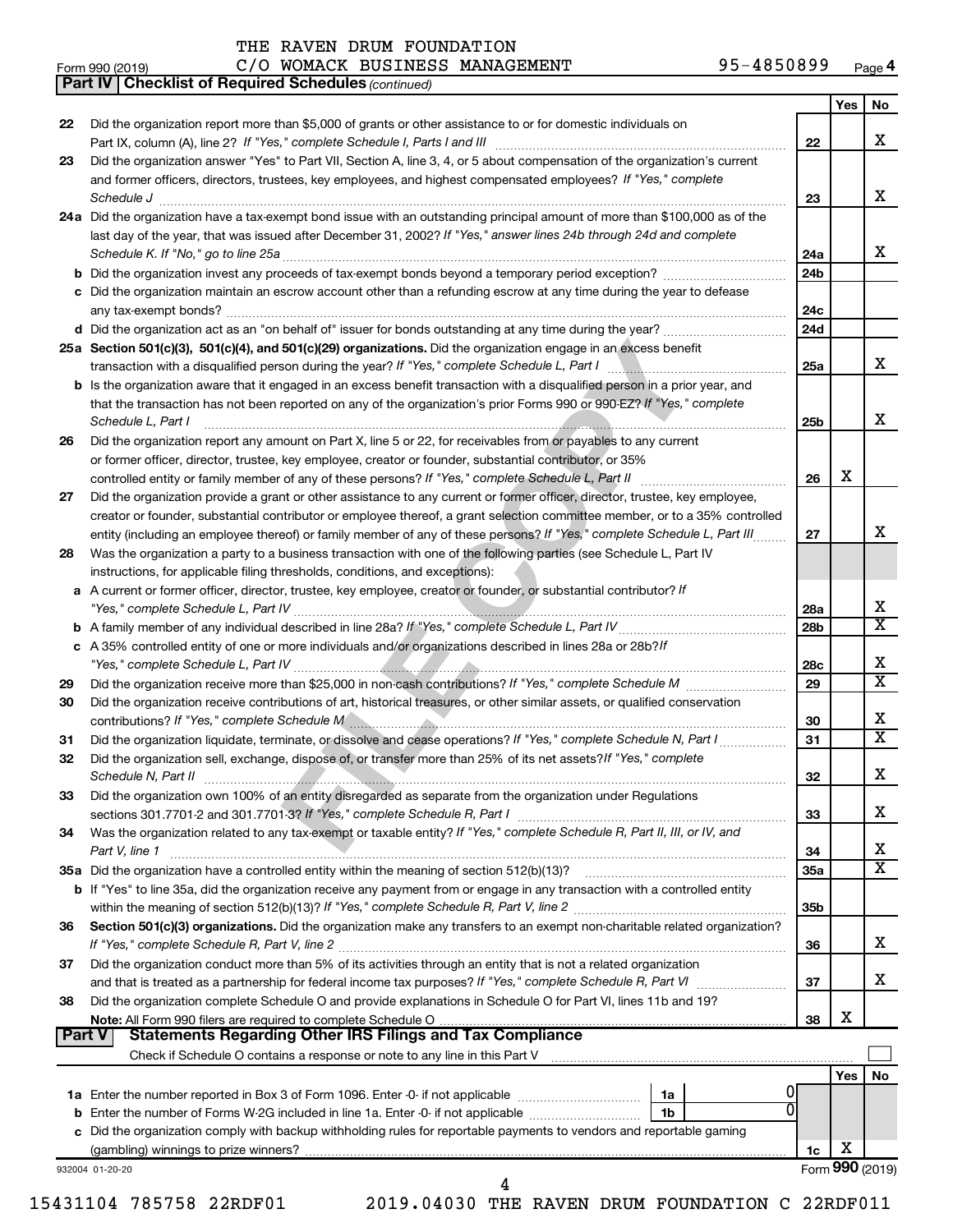THE RAVEN DRUM FOUNDATION

Form 990 (2019) C/O WOMACK BUSINESS MANAGEMENT 95-4850899 Page 4

**Part IV | Checklist of Required Schedules** *(continued)*

| | | | Yes | No |
|---|---|---|---|---|
| 22 | Did the organization report more than $5,000 of grants or other assistance to or for domestic individuals on Part IX, column (A), line 2? *If "Yes," complete Schedule I, Parts I and III* | 22 | | X |
| 23 | Did the organization answer "Yes" to Part VII, Section A, line 3, 4, or 5 about compensation of the organization's current and former officers, directors, trustees, key employees, and highest compensated employees? *If "Yes," complete Schedule J* | 23 | | X |
| 24a | Did the organization have a tax-exempt bond issue with an outstanding principal amount of more than $100,000 as of the last day of the year, that was issued after December 31, 2002? *If "Yes," answer lines 24b through 24d and complete Schedule K. If "No," go to line 25a* | 24a | | X |
| b | Did the organization invest any proceeds of tax-exempt bonds beyond a temporary period exception? | 24b | | |
| c | Did the organization maintain an escrow account other than a refunding escrow at any time during the year to defease any tax-exempt bonds? | 24c | | |
| d | Did the organization act as an "on behalf of" issuer for bonds outstanding at any time during the year? | 24d | | |
| 25a | **Section 501(c)(3), 501(c)(4), and 501(c)(29) organizations.** Did the organization engage in an excess benefit transaction with a disqualified person during the year? *If "Yes," complete Schedule L, Part I* | 25a | | X |
| b | Is the organization aware that it engaged in an excess benefit transaction with a disqualified person in a prior year, and that the transaction has not been reported on any of the organization's prior Forms 990 or 990-EZ? *If "Yes," complete Schedule L, Part I* | 25b | | X |
| 26 | Did the organization report any amount on Part X, line 5 or 22, for receivables from or payables to any current or former officer, director, trustee, key employee, creator or founder, substantial contributor, or 35% controlled entity or family member of any of these persons? *If "Yes," complete Schedule L, Part II* | 26 | X | |
| 27 | Did the organization provide a grant or other assistance to any current or former officer, director, trustee, key employee, creator or founder, substantial contributor or employee thereof, a grant selection committee member, or to a 35% controlled entity (including an employee thereof) or family member of any of these persons? *If "Yes," complete Schedule L, Part III* | 27 | | X |
| 28 | Was the organization a party to a business transaction with one of the following parties (see Schedule L, Part IV instructions, for applicable filing thresholds, conditions, and exceptions): | | | |
| a | A current or former officer, director, trustee, key employee, creator or founder, or substantial contributor? *If "Yes," complete Schedule L, Part IV* | 28a | | X |
| b | A family member of any individual described in line 28a? *If "Yes," complete Schedule L, Part IV* | 28b | | X |
| c | A 35% controlled entity of one or more individuals and/or organizations described in lines 28a or 28b? *If "Yes," complete Schedule L, Part IV* | 28c | | X |
| 29 | Did the organization receive more than $25,000 in non-cash contributions? *If "Yes," complete Schedule M* | 29 | | X |
| 30 | Did the organization receive contributions of art, historical treasures, or other similar assets, or qualified conservation contributions? *If "Yes," complete Schedule M* | 30 | | X |
| 31 | Did the organization liquidate, terminate, or dissolve and cease operations? *If "Yes," complete Schedule N, Part I* | 31 | | X |
| 32 | Did the organization sell, exchange, dispose of, or transfer more than 25% of its net assets? *If "Yes," complete Schedule N, Part II* | 32 | | X |
| 33 | Did the organization own 100% of an entity disregarded as separate from the organization under Regulations sections 301.7701-2 and 301.7701-3? *If "Yes," complete Schedule R, Part I* | 33 | | X |
| 34 | Was the organization related to any tax-exempt or taxable entity? *If "Yes," complete Schedule R, Part II, III, or IV, and Part V, line 1* | 34 | | X |
| 35a | Did the organization have a controlled entity within the meaning of section 512(b)(13)? | 35a | | X |
| b | If "Yes" to line 35a, did the organization receive any payment from or engage in any transaction with a controlled entity within the meaning of section 512(b)(13)? *If "Yes," complete Schedule R, Part V, line 2* | 35b | | |
| 36 | **Section 501(c)(3) organizations.** Did the organization make any transfers to an exempt non-charitable related organization? *If "Yes," complete Schedule R, Part V, line 2* | 36 | | X |
| 37 | Did the organization conduct more than 5% of its activities through an entity that is not a related organization and that is treated as a partnership for federal income tax purposes? *If "Yes," complete Schedule R, Part VI* | 37 | | X |
| 38 | Did the organization complete Schedule O and provide explanations in Schedule O for Part VI, lines 11b and 19? **Note:** All Form 990 filers are required to complete Schedule O | 38 | X | |

**Part V | Statements Regarding Other IRS Filings and Tax Compliance**

Check if Schedule O contains a response or note to any line in this Part V ☐

| | | | | Yes | No |
|---|---|---|---|---|---|
| 1a | Enter the number reported in Box 3 of Form 1096. Enter -0- if not applicable | 1a | 0 | | |
| b | Enter the number of Forms W-2G included in line 1a. Enter -0- if not applicable | 1b | 0 | | |
| c | Did the organization comply with backup withholding rules for reportable payments to vendors and reportable gaming (gambling) winnings to prize winners? | 1c | | X | |

932004 01-20-20 Form **990** (2019)

15431104 785758 22RDF01 2019.04030 THE RAVEN DRUM FOUNDATION C 22RDF011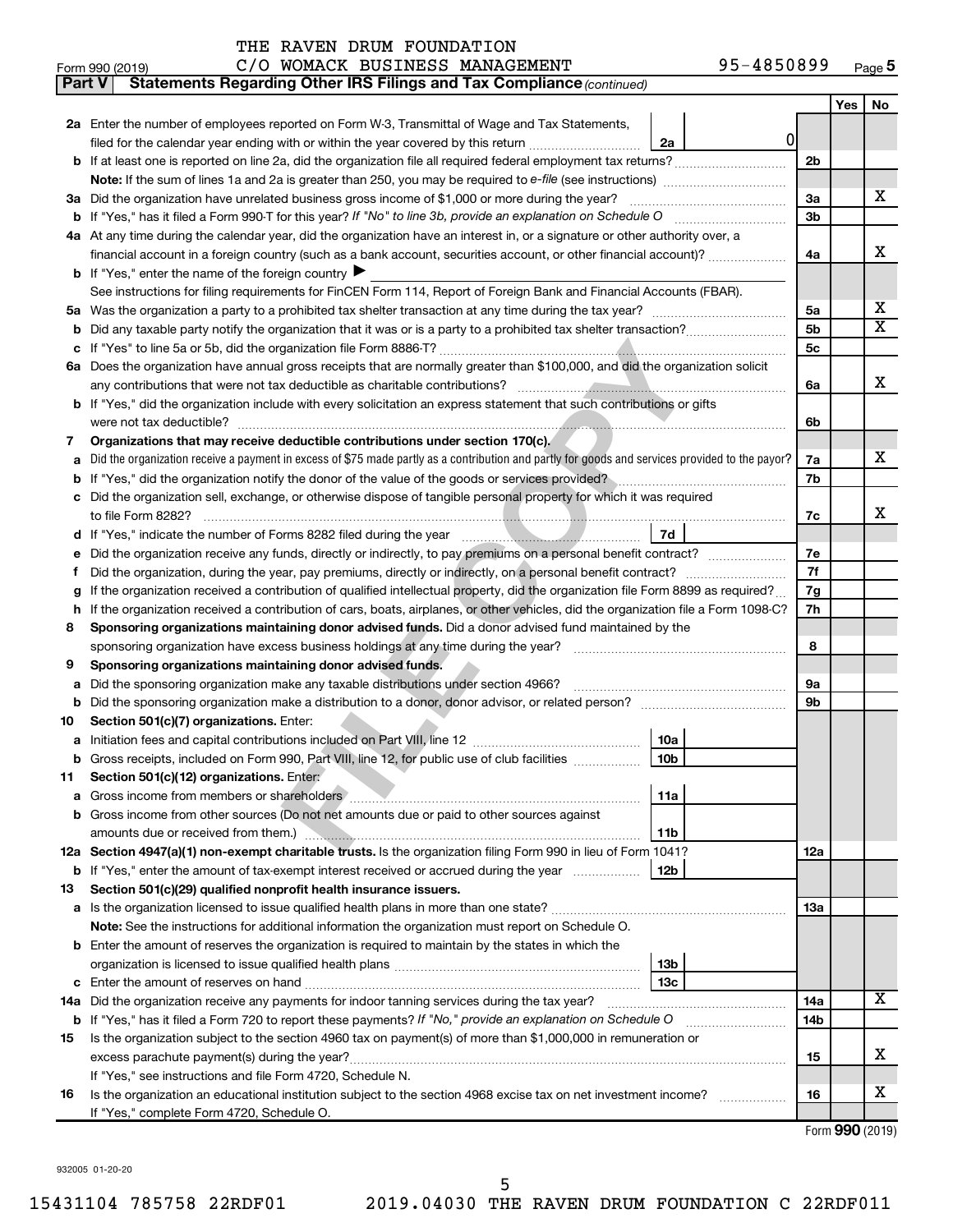THE RAVEN DRUM FOUNDATION

Form 990 (2019) C/O WOMACK BUSINESS MANAGEMENT 95-4850899 Page 5

**Part V Statements Regarding Other IRS Filings and Tax Compliance** *(continued)*

| | | | | Yes | No |
|---|---|---|---|---|---|
| **2a** | Enter the number of employees reported on Form W-3, Transmittal of Wage and Tax Statements, filed for the calendar year ending with or within the year covered by this return | 2a 0 | | | |
| **b** | If at least one is reported on line 2a, did the organization file all required federal employment tax returns? | | 2b | | |
| | **Note:** If the sum of lines 1a and 2a is greater than 250, you may be required to *e-file* (see instructions) | | | | |
| **3a** | Did the organization have unrelated business gross income of $1,000 or more during the year? | | 3a | | X |
| **b** | If "Yes," has it filed a Form 990-T for this year? *If "No" to line 3b, provide an explanation on Schedule O* | | 3b | | |
| **4a** | At any time during the calendar year, did the organization have an interest in, or a signature or other authority over, a financial account in a foreign country (such as a bank account, securities account, or other financial account)? | | 4a | | X |
| **b** | If "Yes," enter the name of the foreign country ▶ | | | | |
| | See instructions for filing requirements for FinCEN Form 114, Report of Foreign Bank and Financial Accounts (FBAR). | | | | |
| **5a** | Was the organization a party to a prohibited tax shelter transaction at any time during the tax year? | | 5a | | X |
| **b** | Did any taxable party notify the organization that it was or is a party to a prohibited tax shelter transaction? | | 5b | | X |
| **c** | If "Yes" to line 5a or 5b, did the organization file Form 8886-T? | | 5c | | |
| **6a** | Does the organization have annual gross receipts that are normally greater than $100,000, and did the organization solicit any contributions that were not tax deductible as charitable contributions? | | 6a | | X |
| **b** | If "Yes," did the organization include with every solicitation an express statement that such contributions or gifts were not tax deductible? | | 6b | | |
| **7** | **Organizations that may receive deductible contributions under section 170(c).** | | | | |
| **a** | Did the organization receive a payment in excess of $75 made partly as a contribution and partly for goods and services provided to the payor? | | 7a | | X |
| **b** | If "Yes," did the organization notify the donor of the value of the goods or services provided? | | 7b | | |
| **c** | Did the organization sell, exchange, or otherwise dispose of tangible personal property for which it was required to file Form 8282? | | 7c | | X |
| **d** | If "Yes," indicate the number of Forms 8282 filed during the year | 7d | | | |
| **e** | Did the organization receive any funds, directly or indirectly, to pay premiums on a personal benefit contract? | | 7e | | |
| **f** | Did the organization, during the year, pay premiums, directly or indirectly, on a personal benefit contract? | | 7f | | |
| **g** | If the organization received a contribution of qualified intellectual property, did the organization file Form 8899 as required? | | 7g | | |
| **h** | If the organization received a contribution of cars, boats, airplanes, or other vehicles, did the organization file a Form 1098-C? | | 7h | | |
| **8** | **Sponsoring organizations maintaining donor advised funds.** Did a donor advised fund maintained by the sponsoring organization have excess business holdings at any time during the year? | | 8 | | |
| **9** | **Sponsoring organizations maintaining donor advised funds.** | | | | |
| **a** | Did the sponsoring organization make any taxable distributions under section 4966? | | 9a | | |
| **b** | Did the sponsoring organization make a distribution to a donor, donor advisor, or related person? | | 9b | | |
| **10** | **Section 501(c)(7) organizations.** Enter: | | | | |
| **a** | Initiation fees and capital contributions included on Part VIII, line 12 | 10a | | | |
| **b** | Gross receipts, included on Form 990, Part VIII, line 12, for public use of club facilities | 10b | | | |
| **11** | **Section 501(c)(12) organizations.** Enter: | | | | |
| **a** | Gross income from members or shareholders | 11a | | | |
| **b** | Gross income from other sources (Do not net amounts due or paid to other sources against amounts due or received from them.) | 11b | | | |
| **12a** | **Section 4947(a)(1) non-exempt charitable trusts.** Is the organization filing Form 990 in lieu of Form 1041? | | 12a | | |
| **b** | If "Yes," enter the amount of tax-exempt interest received or accrued during the year | 12b | | | |
| **13** | **Section 501(c)(29) qualified nonprofit health insurance issuers.** | | | | |
| **a** | Is the organization licensed to issue qualified health plans in more than one state? | | 13a | | |
| | **Note:** See the instructions for additional information the organization must report on Schedule O. | | | | |
| **b** | Enter the amount of reserves the organization is required to maintain by the states in which the organization is licensed to issue qualified health plans | 13b | | | |
| **c** | Enter the amount of reserves on hand | 13c | | | |
| **14a** | Did the organization receive any payments for indoor tanning services during the tax year? | | 14a | | X |
| **b** | If "Yes," has it filed a Form 720 to report these payments? *If "No," provide an explanation on Schedule O* | | 14b | | |
| **15** | Is the organization subject to the section 4960 tax on payment(s) of more than $1,000,000 in remuneration or excess parachute payment(s) during the year? | | 15 | | X |
| | If "Yes," see instructions and file Form 4720, Schedule N. | | | | |
| **16** | Is the organization an educational institution subject to the section 4968 excise tax on net investment income? | | 16 | | X |
| | If "Yes," complete Form 4720, Schedule O. | | | | |

Form **990** (2019)

932005 01-20-20

15431104 785758 22RDF01 2019.04030 THE RAVEN DRUM FOUNDATION C 22RDF011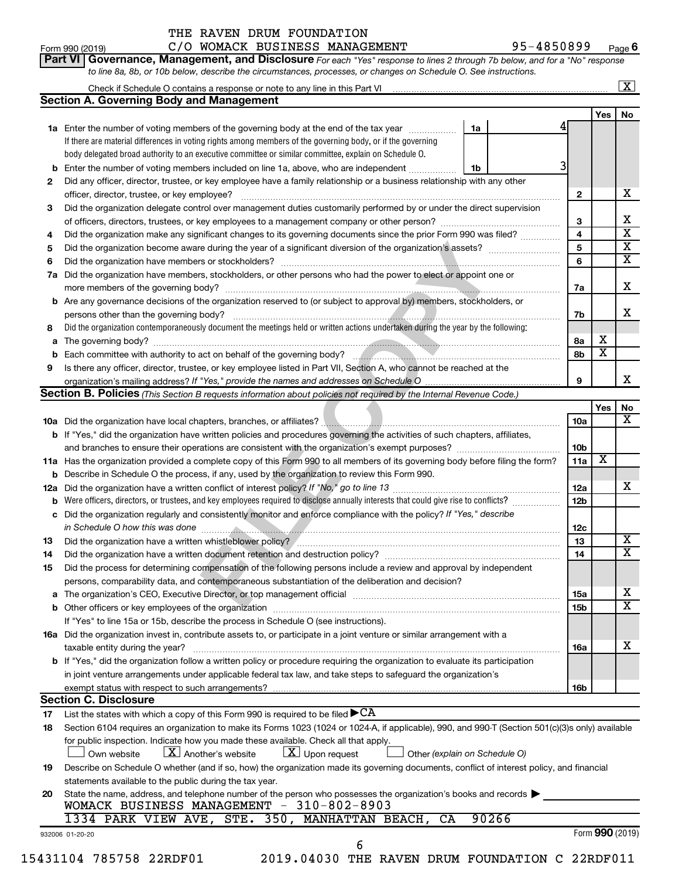THE RAVEN DRUM FOUNDATION

Form 990 (2019) C/O WOMACK BUSINESS MANAGEMENT 95-4850899 Page 6

**Part VI Governance, Management, and Disclosure** *For each "Yes" response to lines 2 through 7b below, and for a "No" response to line 8a, 8b, or 10b below, describe the circumstances, processes, or changes on Schedule O. See instructions.*

Check if Schedule O contains a response or note to any line in this Part VI ... [X]

## Section A. Governing Body and Management

| | | | | Yes | No |
|---|---|---|---|---|---|
| **1a** | Enter the number of voting members of the governing body at the end of the tax year. If there are material differences in voting rights among members of the governing body, or if the governing body delegated broad authority to an executive committee or similar committee, explain on Schedule O. | 1a | 4 | | |
| **b** | Enter the number of voting members included on line 1a, above, who are independent | 1b | 3 | | |
| **2** | Did any officer, director, trustee, or key employee have a family relationship or a business relationship with any other officer, director, trustee, or key employee? | 2 | | | X |
| **3** | Did the organization delegate control over management duties customarily performed by or under the direct supervision of officers, directors, trustees, or key employees to a management company or other person? | 3 | | | X |
| **4** | Did the organization make any significant changes to its governing documents since the prior Form 990 was filed? | 4 | | | X |
| **5** | Did the organization become aware during the year of a significant diversion of the organization's assets? | 5 | | | X |
| **6** | Did the organization have members or stockholders? | 6 | | | X |
| **7a** | Did the organization have members, stockholders, or other persons who had the power to elect or appoint one or more members of the governing body? | 7a | | | X |
| **b** | Are any governance decisions of the organization reserved to (or subject to approval by) members, stockholders, or persons other than the governing body? | 7b | | | X |
| **8** | Did the organization contemporaneously document the meetings held or written actions undertaken during the year by the following: | | | | |
| **a** | The governing body? | 8a | | X | |
| **b** | Each committee with authority to act on behalf of the governing body? | 8b | | X | |
| **9** | Is there any officer, director, trustee, or key employee listed in Part VII, Section A, who cannot be reached at the organization's mailing address? *If "Yes," provide the names and addresses on Schedule O* | 9 | | | X |

## Section B. Policies *(This Section B requests information about policies not required by the Internal Revenue Code.)*

| | | | Yes | No |
|---|---|---|---|---|
| **10a** | Did the organization have local chapters, branches, or affiliates? | 10a | | X |
| **b** | If "Yes," did the organization have written policies and procedures governing the activities of such chapters, affiliates, and branches to ensure their operations are consistent with the organization's exempt purposes? | 10b | | |
| **11a** | Has the organization provided a complete copy of this Form 990 to all members of its governing body before filing the form? | 11a | X | |
| **b** | Describe in Schedule O the process, if any, used by the organization to review this Form 990. | | | |
| **12a** | Did the organization have a written conflict of interest policy? *If "No," go to line 13* | 12a | | X |
| **b** | Were officers, directors, or trustees, and key employees required to disclose annually interests that could give rise to conflicts? | 12b | | |
| **c** | Did the organization regularly and consistently monitor and enforce compliance with the policy? *If "Yes," describe in Schedule O how this was done* | 12c | | |
| **13** | Did the organization have a written whistleblower policy? | 13 | | X |
| **14** | Did the organization have a written document retention and destruction policy? | 14 | | X |
| **15** | Did the process for determining compensation of the following persons include a review and approval by independent persons, comparability data, and contemporaneous substantiation of the deliberation and decision? | | | |
| **a** | The organization's CEO, Executive Director, or top management official | 15a | | X |
| **b** | Other officers or key employees of the organization. If "Yes" to line 15a or 15b, describe the process in Schedule O (see instructions). | 15b | | X |
| **16a** | Did the organization invest in, contribute assets to, or participate in a joint venture or similar arrangement with a taxable entity during the year? | 16a | | X |
| **b** | If "Yes," did the organization follow a written policy or procedure requiring the organization to evaluate its participation in joint venture arrangements under applicable federal tax law, and take steps to safeguard the organization's exempt status with respect to such arrangements? | 16b | | |

## Section C. Disclosure

**17** List the states with which a copy of this Form 990 is required to be filed ▶ CA

**18** Section 6104 requires an organization to make its Forms 1023 (1024 or 1024-A, if applicable), 990, and 990-T (Section 501(c)(3)s only) available for public inspection. Indicate how you made these available. Check all that apply.

[ ] Own website [X] Another's website [X] Upon request [ ] Other *(explain on Schedule O)*

**19** Describe on Schedule O whether (and if so, how) the organization made its governing documents, conflict of interest policy, and financial statements available to the public during the tax year.

**20** State the name, address, and telephone number of the person who possesses the organization's books and records ▶
WOMACK BUSINESS MANAGEMENT - 310-802-8903
1334 PARK VIEW AVE, STE. 350, MANHATTAN BEACH, CA 90266

932006 01-20-20 Form **990** (2019)

15431104 785758 22RDF01 2019.04030 THE RAVEN DRUM FOUNDATION C 22RDF011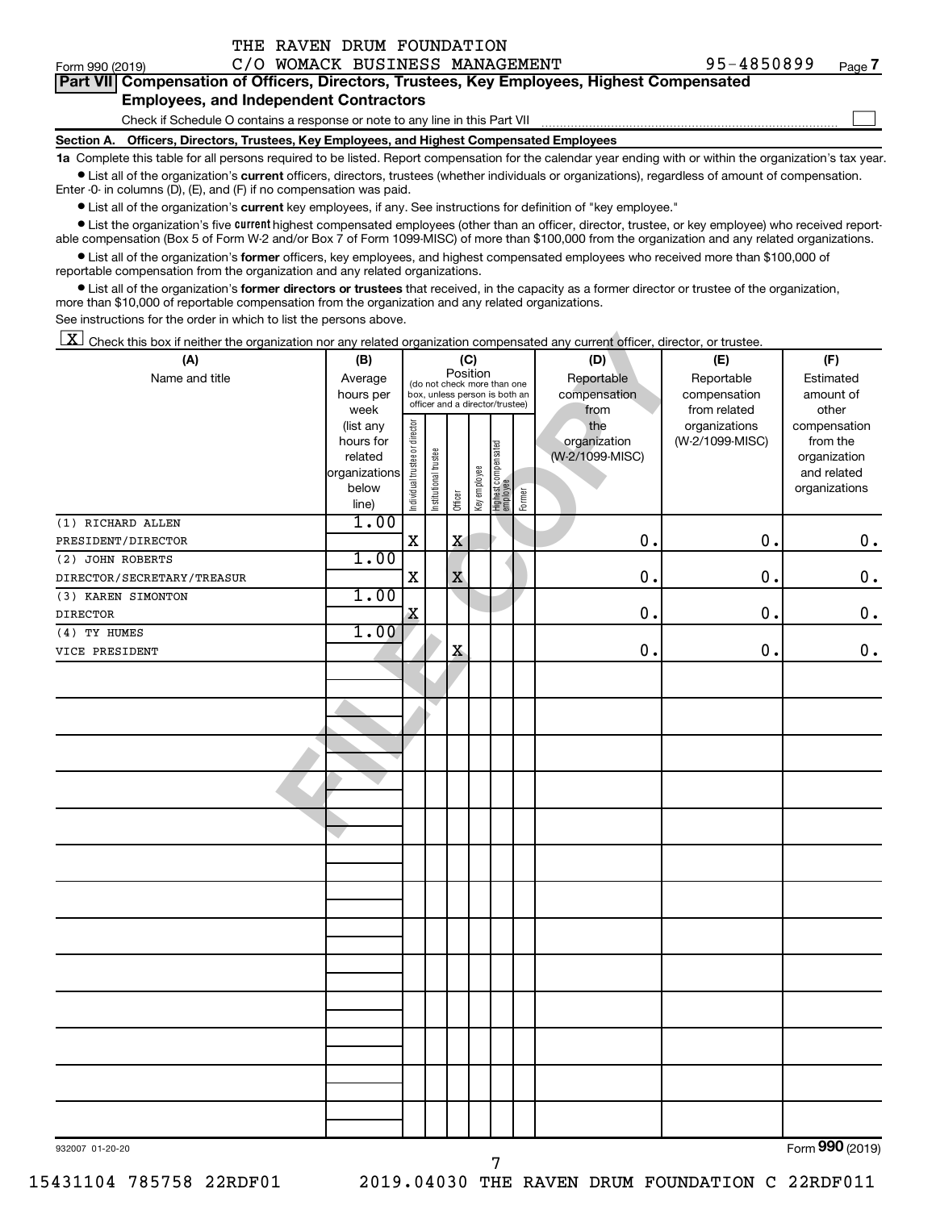THE RAVEN DRUM FOUNDATION
Form 990 (2019) C/O WOMACK BUSINESS MANAGEMENT 95-4850899 Page 7

## Part VII Compensation of Officers, Directors, Trustees, Key Employees, Highest Compensated Employees, and Independent Contractors

Check if Schedule O contains a response or note to any line in this Part VII ☐

**Section A. Officers, Directors, Trustees, Key Employees, and Highest Compensated Employees**

**1a** Complete this table for all persons required to be listed. Report compensation for the calendar year ending with or within the organization's tax year.

- List all of the organization's **current** officers, directors, trustees (whether individuals or organizations), regardless of amount of compensation. Enter -0- in columns (D), (E), and (F) if no compensation was paid.
- List all of the organization's **current** key employees, if any. See instructions for definition of "key employee."
- List the organization's five **current** highest compensated employees (other than an officer, director, trustee, or key employee) who received reportable compensation (Box 5 of Form W-2 and/or Box 7 of Form 1099-MISC) of more than $100,000 from the organization and any related organizations.
- List all of the organization's **former** officers, key employees, and highest compensated employees who received more than $100,000 of reportable compensation from the organization and any related organizations.
- List all of the organization's **former directors or trustees** that received, in the capacity as a former director or trustee of the organization, more than $10,000 of reportable compensation from the organization and any related organizations.

See instructions for the order in which to list the persons above.

☒ Check this box if neither the organization nor any related organization compensated any current officer, director, or trustee.

| (A) Name and title | (B) Average hours per week (list any hours for related organizations below line) | (C) Position: Individual trustee or director | Institutional trustee | Officer | Key employee | Highest compensated employee | Former | (D) Reportable compensation from the organization (W-2/1099-MISC) | (E) Reportable compensation from related organizations (W-2/1099-MISC) | (F) Estimated amount of other compensation from the organization and related organizations |
|---|---|---|---|---|---|---|---|---|---|---|
| (1) RICHARD ALLEN<br>PRESIDENT/DIRECTOR | 1.00 | X | | X | | | | 0. | 0. | 0. |
| (2) JOHN ROBERTS<br>DIRECTOR/SECRETARY/TREASUR | 1.00 | X | | X | | | | 0. | 0. | 0. |
| (3) KAREN SIMONTON<br>DIRECTOR | 1.00 | X | | | | | | 0. | 0. | 0. |
| (4) TY HUMES<br>VICE PRESIDENT | 1.00 | | | X | | | | 0. | 0. | 0. |

932007 01-20-20 Form **990** (2019)

15431104 785758 22RDF01 2019.04030 THE RAVEN DRUM FOUNDATION C 22RDF011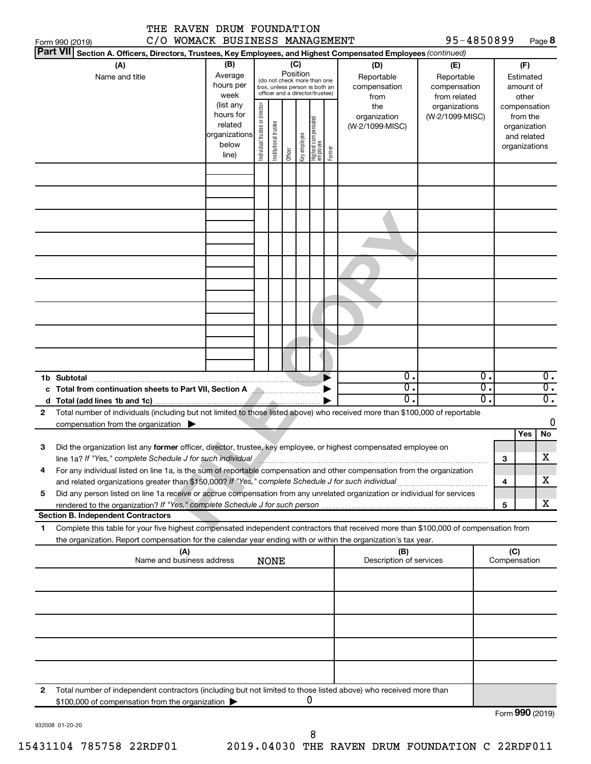THE RAVEN DRUM FOUNDATION
C/O WOMACK BUSINESS MANAGEMENT 95-4850899

Form 990 (2019) Page **8**

**Part VII** Section A. Officers, Directors, Trustees, Key Employees, and Highest Compensated Employees *(continued)*

| (A) Name and title | (B) Average hours per week (list any hours for related organizations below line) | (C) Position: Individual trustee or director | Institutional trustee | Officer | Key employee | Highest compensated employee | Former | (D) Reportable compensation from the organization (W-2/1099-MISC) | (E) Reportable compensation from related organizations (W-2/1099-MISC) | (F) Estimated amount of other compensation from the organization and related organizations |
|---|---|---|---|---|---|---|---|---|---|---|
| | | | | | | | | | | |
| | | | | | | | | | | |
| | | | | | | | | | | |
| | | | | | | | | | | |
| | | | | | | | | | | |
| | | | | | | | | | | |
| | | | | | | | | | | |
| | | | | | | | | | | |
| | | | | | | | | | | |
| **1b Subtotal** | | | | | | | | 0. | 0. | 0. |
| **c Total from continuation sheets to Part VII, Section A** | | | | | | | | 0. | 0. | 0. |
| **d Total (add lines 1b and 1c)** | | | | | | | | 0. | 0. | 0. |

**2** Total number of individuals (including but not limited to those listed above) who received more than $100,000 of reportable compensation from the organization ▶ 0

| | | Yes | No |
|---|---|---|---|
| **3** Did the organization list any **former** officer, director, trustee, key employee, or highest compensated employee on line 1a? *If "Yes," complete Schedule J for such individual* | 3 | | X |
| **4** For any individual listed on line 1a, is the sum of reportable compensation and other compensation from the organization and related organizations greater than $150,000? *If "Yes," complete Schedule J for such individual* | 4 | | X |
| **5** Did any person listed on line 1a receive or accrue compensation from any unrelated organization or individual for services rendered to the organization? *If "Yes," complete Schedule J for such person* | 5 | | X |

**Section B. Independent Contractors**

**1** Complete this table for your five highest compensated independent contractors that received more than $100,000 of compensation from the organization. Report compensation for the calendar year ending with or within the organization's tax year.

| (A) Name and business address | (B) Description of services | (C) Compensation |
|---|---|---|
| NONE | | |
| | | |
| | | |
| | | |
| | | |

**2** Total number of independent contractors (including but not limited to those listed above) who received more than $100,000 of compensation from the organization ▶ 0

Form **990** (2019)

932008 01-20-20

15431104 785758 22RDF01 2019.04030 THE RAVEN DRUM FOUNDATION C 22RDF011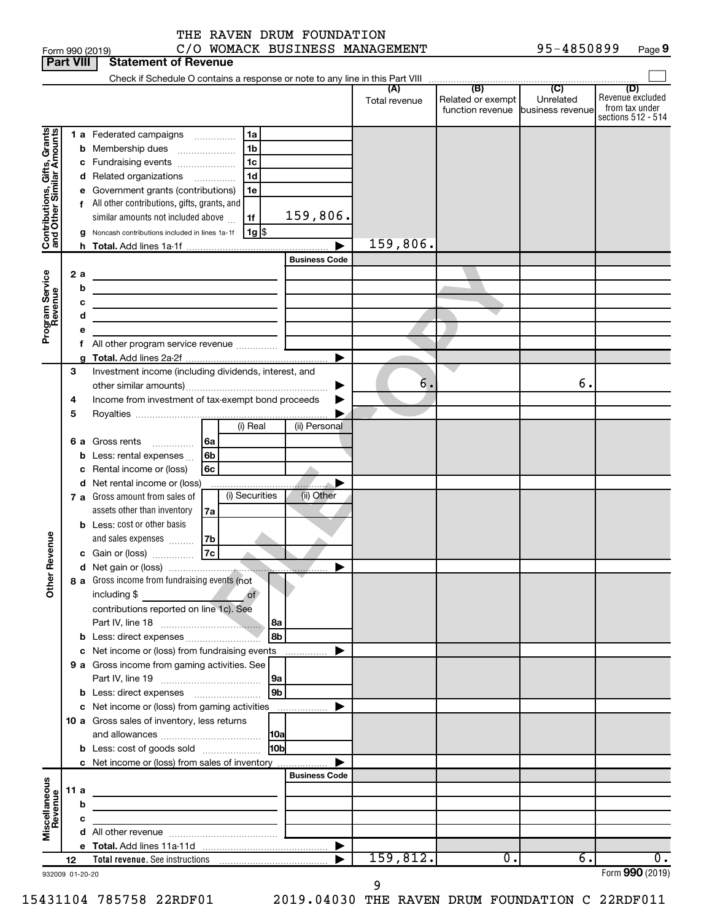THE RAVEN DRUM FOUNDATION
C/O WOMACK BUSINESS MANAGEMENT 95-4850899

Form 990 (2019) Page 9

**Part VIII Statement of Revenue**

Check if Schedule O contains a response or note to any line in this Part VIII

| | | | (A) Total revenue | (B) Related or exempt function revenue | (C) Unrelated business revenue | (D) Revenue excluded from tax under sections 512 - 514 |
|---|---|---|---|---|---|---|
| **Contributions, Gifts, Grants and Other Similar Amounts** | 1 a Federated campaigns | 1a | | | | |
| | b Membership dues | 1b | | | | |
| | c Fundraising events | 1c | | | | |
| | d Related organizations | 1d | | | | |
| | e Government grants (contributions) | 1e | | | | |
| | f All other contributions, gifts, grants, and similar amounts not included above | 1f 159,806. | | | | |
| | g Noncash contributions included in lines 1a-1f | 1g $ | | | | |
| | h **Total.** Add lines 1a-1f | | 159,806. | | | |
| **Program Service Revenue** | | Business Code | | | | |
| | 2 a | | | | | |
| | b | | | | | |
| | c | | | | | |
| | d | | | | | |
| | e | | | | | |
| | f All other program service revenue | | | | | |
| | g **Total.** Add lines 2a-2f | | | | | |
| **Other Revenue** | 3 Investment income (including dividends, interest, and other similar amounts) | | 6. | | 6. | |
| | 4 Income from investment of tax-exempt bond proceeds | | | | | |
| | 5 Royalties | | | | | |
| | | (i) Real / (ii) Personal | | | | |
| | 6 a Gross rents | 6a | | | | |
| | b Less: rental expenses | 6b | | | | |
| | c Rental income or (loss) | 6c | | | | |
| | d Net rental income or (loss) | | | | | |
| | | (i) Securities / (ii) Other | | | | |
| | 7 a Gross amount from sales of assets other than inventory | 7a | | | | |
| | b Less: cost or other basis and sales expenses | 7b | | | | |
| | c Gain or (loss) | 7c | | | | |
| | d Net gain or (loss) | | | | | |
| | 8 a Gross income from fundraising events (not including $ ____ of contributions reported on line 1c). See Part IV, line 18 | 8a | | | | |
| | b Less: direct expenses | 8b | | | | |
| | c Net income or (loss) from fundraising events | | | | | |
| | 9 a Gross income from gaming activities. See Part IV, line 19 | 9a | | | | |
| | b Less: direct expenses | 9b | | | | |
| | c Net income or (loss) from gaming activities | | | | | |
| | 10 a Gross sales of inventory, less returns and allowances | 10a | | | | |
| | b Less: cost of goods sold | 10b | | | | |
| | c Net income or (loss) from sales of inventory | | | | | |
| **Miscellaneous Revenue** | | Business Code | | | | |
| | 11 a | | | | | |
| | b | | | | | |
| | c | | | | | |
| | d All other revenue | | | | | |
| | e **Total.** Add lines 11a-11d | | | | | |
| | 12 **Total revenue.** See instructions | | 159,812. | 0. | 6. | 0. |

932009 01-20-20 Form **990** (2019)

15431104 785758 22RDF01 2019.04030 THE RAVEN DRUM FOUNDATION C 22RDF011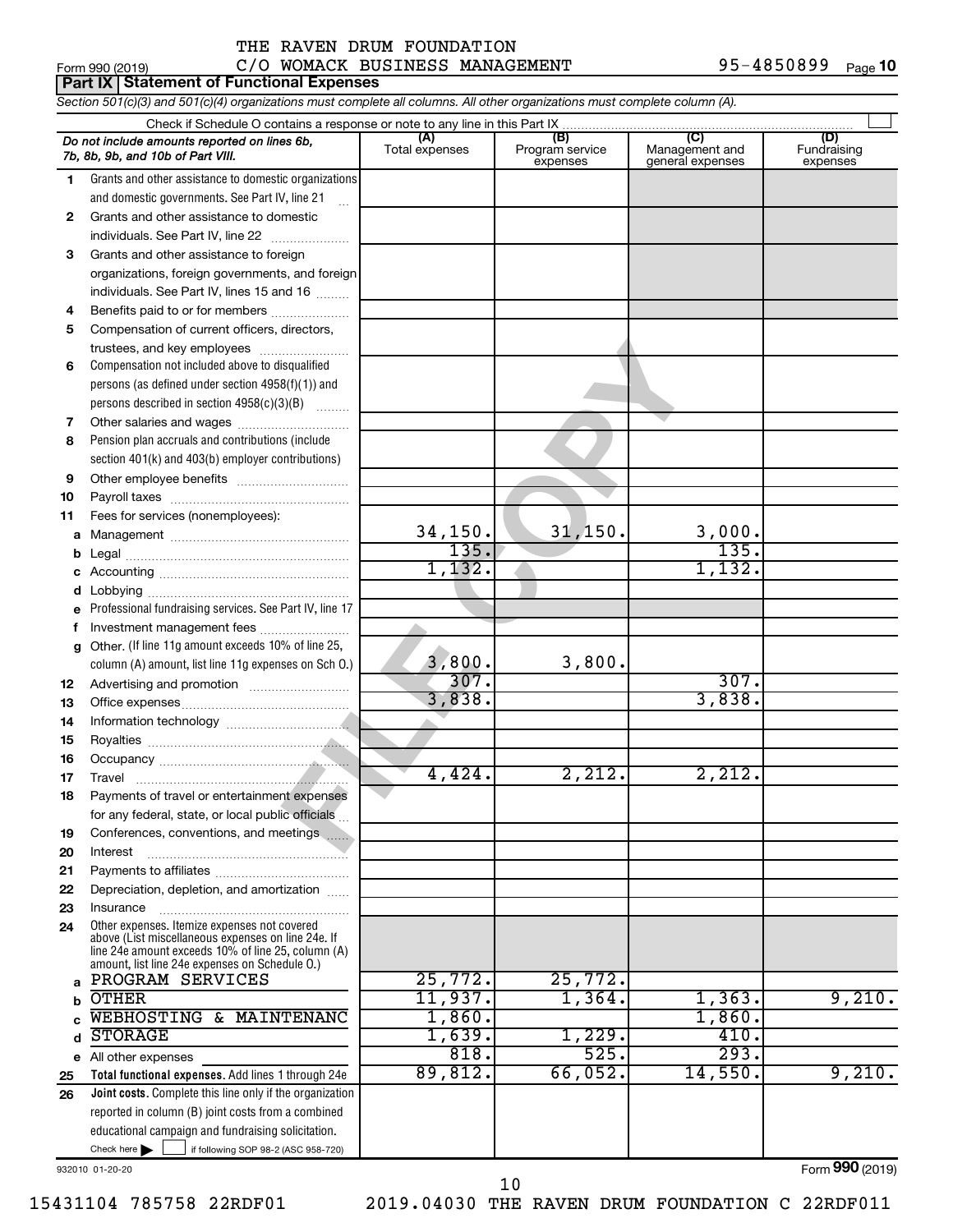THE RAVEN DRUM FOUNDATION

Form 990 (2019) C/O WOMACK BUSINESS MANAGEMENT 95-4850899 Page 10

## Part IX Statement of Functional Expenses

*Section 501(c)(3) and 501(c)(4) organizations must complete all columns. All other organizations must complete column (A).*

Check if Schedule O contains a response or note to any line in this Part IX

| | *Do not include amounts reported on lines 6b, 7b, 8b, 9b, and 10b of Part VIII.* | (A) Total expenses | (B) Program service expenses | (C) Management and general expenses | (D) Fundraising expenses |
|---|---|---|---|---|---|
| 1 | Grants and other assistance to domestic organizations and domestic governments. See Part IV, line 21 | | | | |
| 2 | Grants and other assistance to domestic individuals. See Part IV, line 22 | | | | |
| 3 | Grants and other assistance to foreign organizations, foreign governments, and foreign individuals. See Part IV, lines 15 and 16 | | | | |
| 4 | Benefits paid to or for members | | | | |
| 5 | Compensation of current officers, directors, trustees, and key employees | | | | |
| 6 | Compensation not included above to disqualified persons (as defined under section 4958(f)(1)) and persons described in section 4958(c)(3)(B) | | | | |
| 7 | Other salaries and wages | | | | |
| 8 | Pension plan accruals and contributions (include section 401(k) and 403(b) employer contributions) | | | | |
| 9 | Other employee benefits | | | | |
| 10 | Payroll taxes | | | | |
| 11 | Fees for services (nonemployees): | | | | |
| a | Management | 34,150. | 31,150. | 3,000. | |
| b | Legal | 135. | | 135. | |
| c | Accounting | 1,132. | | 1,132. | |
| d | Lobbying | | | | |
| e | Professional fundraising services. See Part IV, line 17 | | | | |
| f | Investment management fees | | | | |
| g | Other. (If line 11g amount exceeds 10% of line 25, column (A) amount, list line 11g expenses on Sch O.) | 3,800. | 3,800. | | |
| 12 | Advertising and promotion | 307. | | 307. | |
| 13 | Office expenses | 3,838. | | 3,838. | |
| 14 | Information technology | | | | |
| 15 | Royalties | | | | |
| 16 | Occupancy | | | | |
| 17 | Travel | 4,424. | 2,212. | 2,212. | |
| 18 | Payments of travel or entertainment expenses for any federal, state, or local public officials | | | | |
| 19 | Conferences, conventions, and meetings | | | | |
| 20 | Interest | | | | |
| 21 | Payments to affiliates | | | | |
| 22 | Depreciation, depletion, and amortization | | | | |
| 23 | Insurance | | | | |
| 24 | Other expenses. Itemize expenses not covered above (List miscellaneous expenses on line 24e. If line 24e amount exceeds 10% of line 25, column (A) amount, list line 24e expenses on Schedule O.) | | | | |
| a | PROGRAM SERVICES | 25,772. | 25,772. | | |
| b | OTHER | 11,937. | 1,364. | 1,363. | 9,210. |
| c | WEBHOSTING & MAINTENANC | 1,860. | | 1,860. | |
| d | STORAGE | 1,639. | 1,229. | 410. | |
| e | All other expenses | 818. | 525. | 293. | |
| 25 | **Total functional expenses.** Add lines 1 through 24e | 89,812. | 66,052. | 14,550. | 9,210. |
| 26 | **Joint costs.** Complete this line only if the organization reported in column (B) joint costs from a combined educational campaign and fundraising solicitation. Check here ☐ if following SOP 98-2 (ASC 958-720) | | | | |

932010 01-20-20

Form **990** (2019)

15431104 785758 22RDF01 2019.04030 THE RAVEN DRUM FOUNDATION C 22RDF011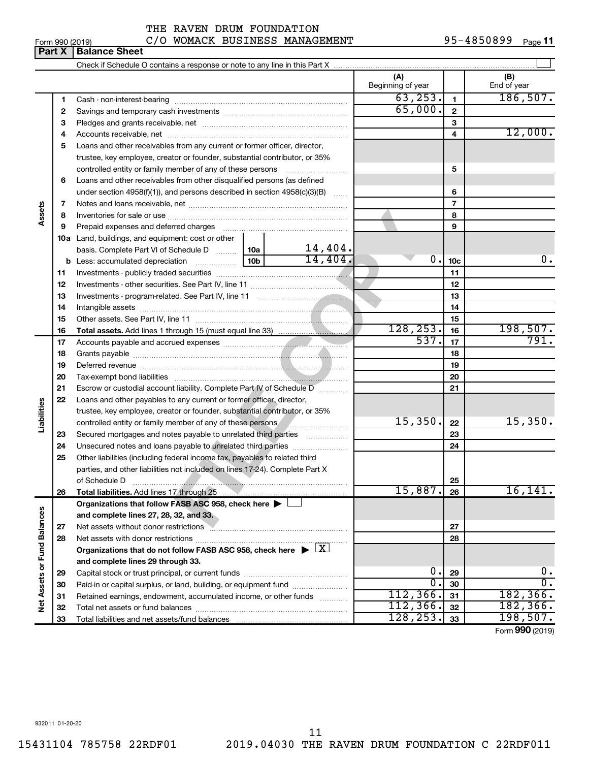THE RAVEN DRUM FOUNDATION
C/O WOMACK BUSINESS MANAGEMENT

Form 990 (2019) 95-4850899 Page 11

## Part X Balance Sheet

Check if Schedule O contains a response or note to any line in this Part X ☐

| | | | (A) Beginning of year | | (B) End of year |
|---|---|---|---|---|---|
| Assets | 1 | Cash - non-interest-bearing | 63,253. | 1 | 186,507. |
| | 2 | Savings and temporary cash investments | 65,000. | 2 | |
| | 3 | Pledges and grants receivable, net | | 3 | |
| | 4 | Accounts receivable, net | | 4 | 12,000. |
| | 5 | Loans and other receivables from any current or former officer, director, trustee, key employee, creator or founder, substantial contributor, or 35% controlled entity or family member of any of these persons | | 5 | |
| | 6 | Loans and other receivables from other disqualified persons (as defined under section 4958(f)(1)), and persons described in section 4958(c)(3)(B) | | 6 | |
| | 7 | Notes and loans receivable, net | | 7 | |
| | 8 | Inventories for sale or use | | 8 | |
| | 9 | Prepaid expenses and deferred charges | | 9 | |
| | 10a | Land, buildings, and equipment: cost or other basis. Complete Part VI of Schedule D — 10a: 14,404. | | | |
| | b | Less: accumulated depreciation — 10b: 14,404. | 0. | 10c | 0. |
| | 11 | Investments - publicly traded securities | | 11 | |
| | 12 | Investments - other securities. See Part IV, line 11 | | 12 | |
| | 13 | Investments - program-related. See Part IV, line 11 | | 13 | |
| | 14 | Intangible assets | | 14 | |
| | 15 | Other assets. See Part IV, line 11 | | 15 | |
| | 16 | **Total assets.** Add lines 1 through 15 (must equal line 33) | 128,253. | 16 | 198,507. |
| Liabilities | 17 | Accounts payable and accrued expenses | 537. | 17 | 791. |
| | 18 | Grants payable | | 18 | |
| | 19 | Deferred revenue | | 19 | |
| | 20 | Tax-exempt bond liabilities | | 20 | |
| | 21 | Escrow or custodial account liability. Complete Part IV of Schedule D | | 21 | |
| | 22 | Loans and other payables to any current or former officer, director, trustee, key employee, creator or founder, substantial contributor, or 35% controlled entity or family member of any of these persons | 15,350. | 22 | 15,350. |
| | 23 | Secured mortgages and notes payable to unrelated third parties | | 23 | |
| | 24 | Unsecured notes and loans payable to unrelated third parties | | 24 | |
| | 25 | Other liabilities (including federal income tax, payables to related third parties, and other liabilities not included on lines 17-24). Complete Part X of Schedule D | | 25 | |
| | 26 | **Total liabilities.** Add lines 17 through 25 | 15,887. | 26 | 16,141. |
| Net Assets or Fund Balances | | **Organizations that follow FASB ASC 958, check here ▶ ☐ and complete lines 27, 28, 32, and 33.** | | | |
| | 27 | Net assets without donor restrictions | | 27 | |
| | 28 | Net assets with donor restrictions | | 28 | |
| | | **Organizations that do not follow FASB ASC 958, check here ▶ ☒ and complete lines 29 through 33.** | | | |
| | 29 | Capital stock or trust principal, or current funds | 0. | 29 | 0. |
| | 30 | Paid-in or capital surplus, or land, building, or equipment fund | 0. | 30 | 0. |
| | 31 | Retained earnings, endowment, accumulated income, or other funds | 112,366. | 31 | 182,366. |
| | 32 | Total net assets or fund balances | 112,366. | 32 | 182,366. |
| | 33 | Total liabilities and net assets/fund balances | 128,253. | 33 | 198,507. |

Form **990** (2019)

932011 01-20-20

15431104 785758 22RDF01 2019.04030 THE RAVEN DRUM FOUNDATION C 22RDF011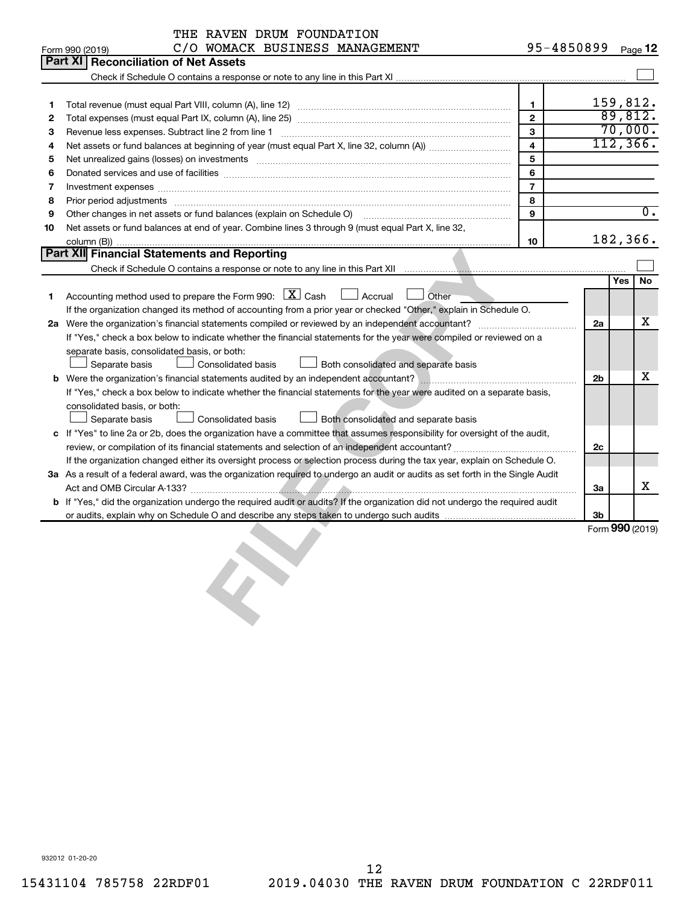THE RAVEN DRUM FOUNDATION
Form 990 (2019) C/O WOMACK BUSINESS MANAGEMENT 95-4850899

## Part XI Reconciliation of Net Assets

Check if Schedule O contains a response or note to any line in this Part XI ☐

| | | | |
|---|---|---|---|
| 1 | Total revenue (must equal Part VIII, column (A), line 12) | 1 | 159,812. |
| 2 | Total expenses (must equal Part IX, column (A), line 25) | 2 | 89,812. |
| 3 | Revenue less expenses. Subtract line 2 from line 1 | 3 | 70,000. |
| 4 | Net assets or fund balances at beginning of year (must equal Part X, line 32, column (A)) | 4 | 112,366. |
| 5 | Net unrealized gains (losses) on investments | 5 | |
| 6 | Donated services and use of facilities | 6 | |
| 7 | Investment expenses | 7 | |
| 8 | Prior period adjustments | 8 | |
| 9 | Other changes in net assets or fund balances (explain on Schedule O) | 9 | 0. |
| 10 | Net assets or fund balances at end of year. Combine lines 3 through 9 (must equal Part X, line 32, column (B)) | 10 | 182,366. |

## Part XII Financial Statements and Reporting

Check if Schedule O contains a response or note to any line in this Part XII ☐

| | | | Yes | No |
|---|---|---|---|---|
| 1 | Accounting method used to prepare the Form 990: [X] Cash ☐ Accrual ☐ Other<br>If the organization changed its method of accounting from a prior year or checked "Other," explain in Schedule O. | | | |
| 2a | Were the organization's financial statements compiled or reviewed by an independent accountant?<br>If "Yes," check a box below to indicate whether the financial statements for the year were compiled or reviewed on a separate basis, consolidated basis, or both:<br>☐ Separate basis ☐ Consolidated basis ☐ Both consolidated and separate basis | 2a | | X |
| b | Were the organization's financial statements audited by an independent accountant?<br>If "Yes," check a box below to indicate whether the financial statements for the year were audited on a separate basis, consolidated basis, or both:<br>☐ Separate basis ☐ Consolidated basis ☐ Both consolidated and separate basis | 2b | | X |
| c | If "Yes" to line 2a or 2b, does the organization have a committee that assumes responsibility for oversight of the audit, review, or compilation of its financial statements and selection of an independent accountant?<br>If the organization changed either its oversight process or selection process during the tax year, explain on Schedule O. | 2c | | |
| 3a | As a result of a federal award, was the organization required to undergo an audit or audits as set forth in the Single Audit Act and OMB Circular A-133? | 3a | | X |
| b | If "Yes," did the organization undergo the required audit or audits? If the organization did not undergo the required audit or audits, explain why on Schedule O and describe any steps taken to undergo such audits | 3b | | |

Form 990 (2019)

932012 01-20-20

15431104 785758 22RDF01 2019.04030 THE RAVEN DRUM FOUNDATION C 22RDF011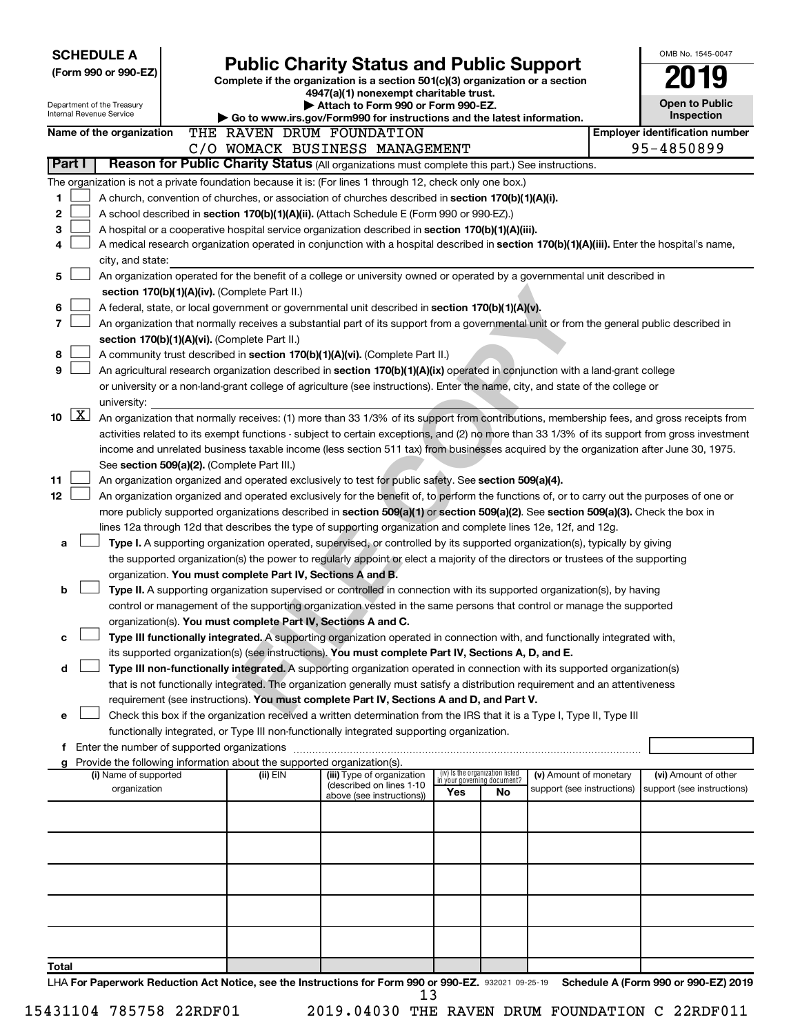**SCHEDULE A**
**(Form 990 or 990-EZ)**

Department of the Treasury
Internal Revenue Service

# Public Charity Status and Public Support

**Complete if the organization is a section 501(c)(3) organization or a section 4947(a)(1) nonexempt charitable trust.**
**▶ Attach to Form 990 or Form 990-EZ.**
**▶ Go to www.irs.gov/Form990 for instructions and the latest information.**

OMB No. 1545-0047
**2019**
**Open to Public Inspection**

**Name of the organization** THE RAVEN DRUM FOUNDATION
C/O WOMACK BUSINESS MANAGEMENT

**Employer identification number** 95-4850899

## Part I Reason for Public Charity Status (All organizations must complete this part.) See instructions.

The organization is not a private foundation because it is: (For lines 1 through 12, check only one box.)

1 ☐ A church, convention of churches, or association of churches described in **section 170(b)(1)(A)(i).**

2 ☐ A school described in **section 170(b)(1)(A)(ii).** (Attach Schedule E (Form 990 or 990-EZ).)

3 ☐ A hospital or a cooperative hospital service organization described in **section 170(b)(1)(A)(iii).**

4 ☐ A medical research organization operated in conjunction with a hospital described in **section 170(b)(1)(A)(iii).** Enter the hospital's name, city, and state:

5 ☐ An organization operated for the benefit of a college or university owned or operated by a governmental unit described in **section 170(b)(1)(A)(iv).** (Complete Part II.)

6 ☐ A federal, state, or local government or governmental unit described in **section 170(b)(1)(A)(v).**

7 ☐ An organization that normally receives a substantial part of its support from a governmental unit or from the general public described in **section 170(b)(1)(A)(vi).** (Complete Part II.)

8 ☐ A community trust described in **section 170(b)(1)(A)(vi).** (Complete Part II.)

9 ☐ An agricultural research organization described in **section 170(b)(1)(A)(ix)** operated in conjunction with a land-grant college or university or a non-land-grant college of agriculture (see instructions). Enter the name, city, and state of the college or university:

10 ☒ An organization that normally receives: (1) more than 33 1/3% of its support from contributions, membership fees, and gross receipts from activities related to its exempt functions - subject to certain exceptions, and (2) no more than 33 1/3% of its support from gross investment income and unrelated business taxable income (less section 511 tax) from businesses acquired by the organization after June 30, 1975. See **section 509(a)(2).** (Complete Part III.)

11 ☐ An organization organized and operated exclusively to test for public safety. See **section 509(a)(4).**

12 ☐ An organization organized and operated exclusively for the benefit of, to perform the functions of, or to carry out the purposes of one or more publicly supported organizations described in **section 509(a)(1)** or **section 509(a)(2)**. See **section 509(a)(3).** Check the box in lines 12a through 12d that describes the type of supporting organization and complete lines 12e, 12f, and 12g.

a ☐ **Type I.** A supporting organization operated, supervised, or controlled by its supported organization(s), typically by giving the supported organization(s) the power to regularly appoint or elect a majority of the directors or trustees of the supporting organization. **You must complete Part IV, Sections A and B.**

b ☐ **Type II.** A supporting organization supervised or controlled in connection with its supported organization(s), by having control or management of the supporting organization vested in the same persons that control or manage the supported organization(s). **You must complete Part IV, Sections A and C.**

c ☐ **Type III functionally integrated.** A supporting organization operated in connection with, and functionally integrated with, its supported organization(s) (see instructions). **You must complete Part IV, Sections A, D, and E.**

d ☐ **Type III non-functionally integrated.** A supporting organization operated in connection with its supported organization(s) that is not functionally integrated. The organization generally must satisfy a distribution requirement and an attentiveness requirement (see instructions). **You must complete Part IV, Sections A and D, and Part V.**

e ☐ Check this box if the organization received a written determination from the IRS that it is a Type I, Type II, Type III functionally integrated, or Type III non-functionally integrated supporting organization.

f Enter the number of supported organizations

g Provide the following information about the supported organization(s).

| (i) Name of supported organization | (ii) EIN | (iii) Type of organization (described on lines 1-10 above (see instructions)) | (iv) Is the organization listed in your governing document? Yes | No | (v) Amount of monetary support (see instructions) | (vi) Amount of other support (see instructions) |
|---|---|---|---|---|---|---|
| | | | | | | |
| | | | | | | |
| | | | | | | |
| | | | | | | |
| | | | | | | |
| **Total** | | | | | | |

LHA **For Paperwork Reduction Act Notice, see the Instructions for Form 990 or 990-EZ.** 932021 09-25-19 **Schedule A (Form 990 or 990-EZ) 2019**

15431104 785758 22RDF01 2019.04030 THE RAVEN DRUM FOUNDATION C 22RDF011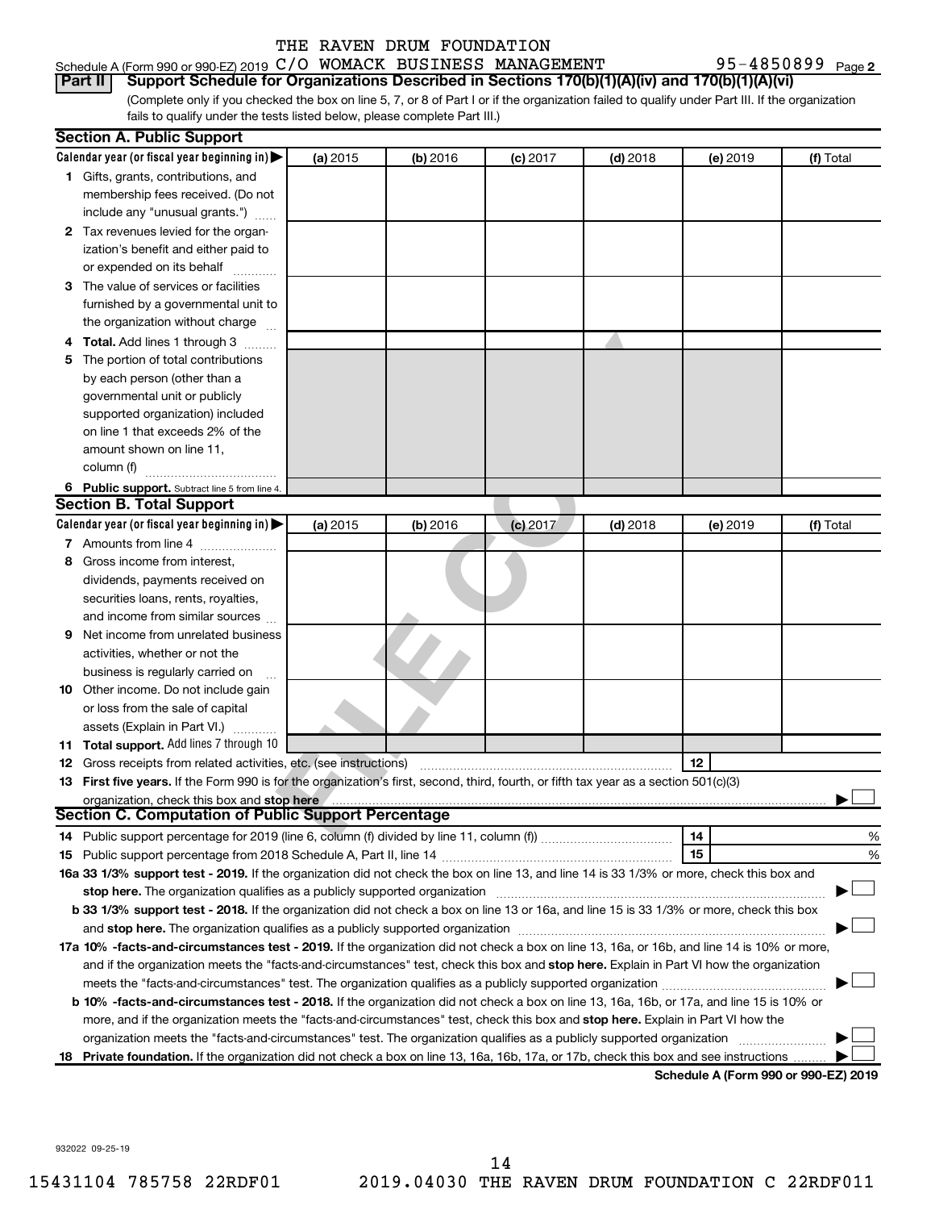THE RAVEN DRUM FOUNDATION

Schedule A (Form 990 or 990-EZ) 2019 C/O WOMACK BUSINESS MANAGEMENT 95-4850899 Page 2

**Part II Support Schedule for Organizations Described in Sections 170(b)(1)(A)(iv) and 170(b)(1)(A)(vi)**

(Complete only if you checked the box on line 5, 7, or 8 of Part I or if the organization failed to qualify under Part III. If the organization fails to qualify under the tests listed below, please complete Part III.)

### Section A. Public Support

| Calendar year (or fiscal year beginning in) ▶ | (a) 2015 | (b) 2016 | (c) 2017 | (d) 2018 | (e) 2019 | (f) Total |
|---|---|---|---|---|---|---|
| 1 Gifts, grants, contributions, and membership fees received. (Do not include any "unusual grants.") | | | | | | |
| 2 Tax revenues levied for the organization's benefit and either paid to or expended on its behalf | | | | | | |
| 3 The value of services or facilities furnished by a governmental unit to the organization without charge | | | | | | |
| 4 **Total.** Add lines 1 through 3 | | | | | | |
| 5 The portion of total contributions by each person (other than a governmental unit or publicly supported organization) included on line 1 that exceeds 2% of the amount shown on line 11, column (f) | | | | | | |
| 6 **Public support.** Subtract line 5 from line 4. | | | | | | |

### Section B. Total Support

| Calendar year (or fiscal year beginning in) ▶ | (a) 2015 | (b) 2016 | (c) 2017 | (d) 2018 | (e) 2019 | (f) Total |
|---|---|---|---|---|---|---|
| 7 Amounts from line 4 | | | | | | |
| 8 Gross income from interest, dividends, payments received on securities loans, rents, royalties, and income from similar sources | | | | | | |
| 9 Net income from unrelated business activities, whether or not the business is regularly carried on | | | | | | |
| 10 Other income. Do not include gain or loss from the sale of capital assets (Explain in Part VI.) | | | | | | |
| 11 **Total support.** Add lines 7 through 10 | | | | | | |

12 Gross receipts from related activities, etc. (see instructions) 12

13 **First five years.** If the Form 990 is for the organization's first, second, third, fourth, or fifth tax year as a section 501(c)(3) organization, check this box and **stop here** ▶ ☐

### Section C. Computation of Public Support Percentage

14 Public support percentage for 2019 (line 6, column (f) divided by line 11, column (f)) 14 %

15 Public support percentage from 2018 Schedule A, Part II, line 14 15 %

**16a 33 1/3% support test - 2019.** If the organization did not check the box on line 13, and line 14 is 33 1/3% or more, check this box and **stop here.** The organization qualifies as a publicly supported organization ▶ ☐

**b 33 1/3% support test - 2018.** If the organization did not check a box on line 13 or 16a, and line 15 is 33 1/3% or more, check this box and **stop here.** The organization qualifies as a publicly supported organization ▶ ☐

**17a 10% -facts-and-circumstances test - 2019.** If the organization did not check a box on line 13, 16a, or 16b, and line 14 is 10% or more, and if the organization meets the "facts-and-circumstances" test, check this box and **stop here.** Explain in Part VI how the organization meets the "facts-and-circumstances" test. The organization qualifies as a publicly supported organization ▶ ☐

**b 10% -facts-and-circumstances test - 2018.** If the organization did not check a box on line 13, 16a, 16b, or 17a, and line 15 is 10% or more, and if the organization meets the "facts-and-circumstances" test, check this box and **stop here.** Explain in Part VI how the organization meets the "facts-and-circumstances" test. The organization qualifies as a publicly supported organization ▶ ☐

**18 Private foundation.** If the organization did not check a box on line 13, 16a, 16b, 17a, or 17b, check this box and see instructions ▶ ☐

**Schedule A (Form 990 or 990-EZ) 2019**

932022 09-25-19

15431104 785758 22RDF01 2019.04030 THE RAVEN DRUM FOUNDATION C 22RDF011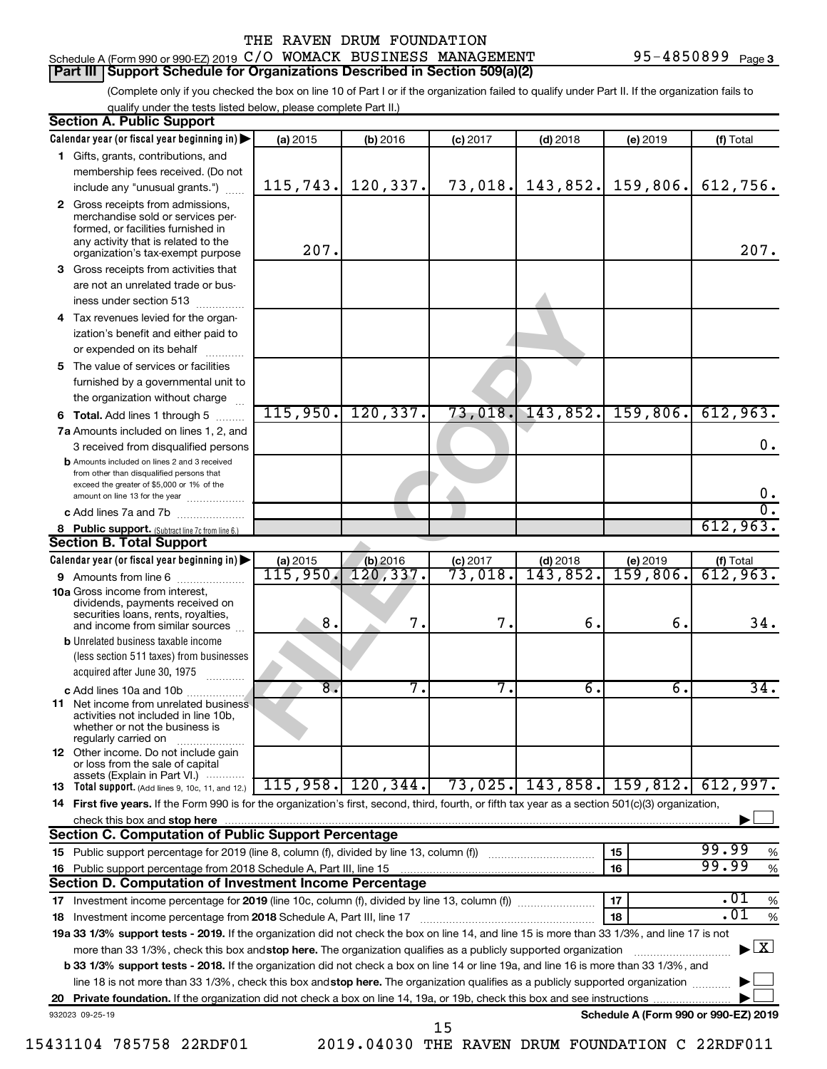THE RAVEN DRUM FOUNDATION

Schedule A (Form 990 or 990-EZ) 2019 C/O WOMACK BUSINESS MANAGEMENT 95-4850899 Page 3

**Part III | Support Schedule for Organizations Described in Section 509(a)(2)**

(Complete only if you checked the box on line 10 of Part I or if the organization failed to qualify under Part II. If the organization fails to qualify under the tests listed below, please complete Part II.)

**Section A. Public Support**

| Calendar year (or fiscal year beginning in) | (a) 2015 | (b) 2016 | (c) 2017 | (d) 2018 | (e) 2019 | (f) Total |
|---|---|---|---|---|---|---|
| 1 Gifts, grants, contributions, and membership fees received. (Do not include any "unusual grants.") | 115,743. | 120,337. | 73,018. | 143,852. | 159,806. | 612,756. |
| 2 Gross receipts from admissions, merchandise sold or services performed, or facilities furnished in any activity that is related to the organization's tax-exempt purpose | 207. | | | | | 207. |
| 3 Gross receipts from activities that are not an unrelated trade or business under section 513 | | | | | | |
| 4 Tax revenues levied for the organization's benefit and either paid to or expended on its behalf | | | | | | |
| 5 The value of services or facilities furnished by a governmental unit to the organization without charge | | | | | | |
| 6 **Total.** Add lines 1 through 5 | 115,950. | 120,337. | 73,018. | 143,852. | 159,806. | 612,963. |
| 7a Amounts included on lines 1, 2, and 3 received from disqualified persons | | | | | | 0. |
| b Amounts included on lines 2 and 3 received from other than disqualified persons that exceed the greater of $5,000 or 1% of the amount on line 13 for the year | | | | | | 0. |
| c Add lines 7a and 7b | | | | | | 0. |
| 8 **Public support.** (Subtract line 7c from line 6.) | | | | | | 612,963. |

**Section B. Total Support**

| Calendar year (or fiscal year beginning in) | (a) 2015 | (b) 2016 | (c) 2017 | (d) 2018 | (e) 2019 | (f) Total |
|---|---|---|---|---|---|---|
| 9 Amounts from line 6 | 115,950. | 120,337. | 73,018. | 143,852. | 159,806. | 612,963. |
| 10a Gross income from interest, dividends, payments received on securities loans, rents, royalties, and income from similar sources | 8. | 7. | 7. | 6. | 6. | 34. |
| b Unrelated business taxable income (less section 511 taxes) from businesses acquired after June 30, 1975 | | | | | | |
| c Add lines 10a and 10b | 8. | 7. | 7. | 6. | 6. | 34. |
| 11 Net income from unrelated business activities not included in line 10b, whether or not the business is regularly carried on | | | | | | |
| 12 Other income. Do not include gain or loss from the sale of capital assets (Explain in Part VI.) | | | | | | |
| 13 **Total support.** (Add lines 9, 10c, 11, and 12.) | 115,958. | 120,344. | 73,025. | 143,858. | 159,812. | 612,997. |

14 **First five years.** If the Form 990 is for the organization's first, second, third, fourth, or fifth tax year as a section 501(c)(3) organization, check this box and **stop here** ☐

**Section C. Computation of Public Support Percentage**

| | | | |
|---|---|---|---|
| 15 Public support percentage for 2019 (line 8, column (f), divided by line 13, column (f)) | 15 | 99.99 | % |
| 16 Public support percentage from 2018 Schedule A, Part III, line 15 | 16 | 99.99 | % |

**Section D. Computation of Investment Income Percentage**

| | | | |
|---|---|---|---|
| 17 Investment income percentage for **2019** (line 10c, column (f), divided by line 13, column (f)) | 17 | .01 | % |
| 18 Investment income percentage from **2018** Schedule A, Part III, line 17 | 18 | .01 | % |

**19a 33 1/3% support tests - 2019.** If the organization did not check the box on line 14, and line 15 is more than 33 1/3%, and line 17 is not more than 33 1/3%, check this box and **stop here.** The organization qualifies as a publicly supported organization ☒

**b 33 1/3% support tests - 2018.** If the organization did not check a box on line 14 or line 19a, and line 16 is more than 33 1/3%, and line 18 is not more than 33 1/3%, check this box and **stop here.** The organization qualifies as a publicly supported organization ☐

**20 Private foundation.** If the organization did not check a box on line 14, 19a, or 19b, check this box and see instructions ☐

932023 09-25-19 **Schedule A (Form 990 or 990-EZ) 2019**

15431104 785758 22RDF01 2019.04030 THE RAVEN DRUM FOUNDATION C 22RDF011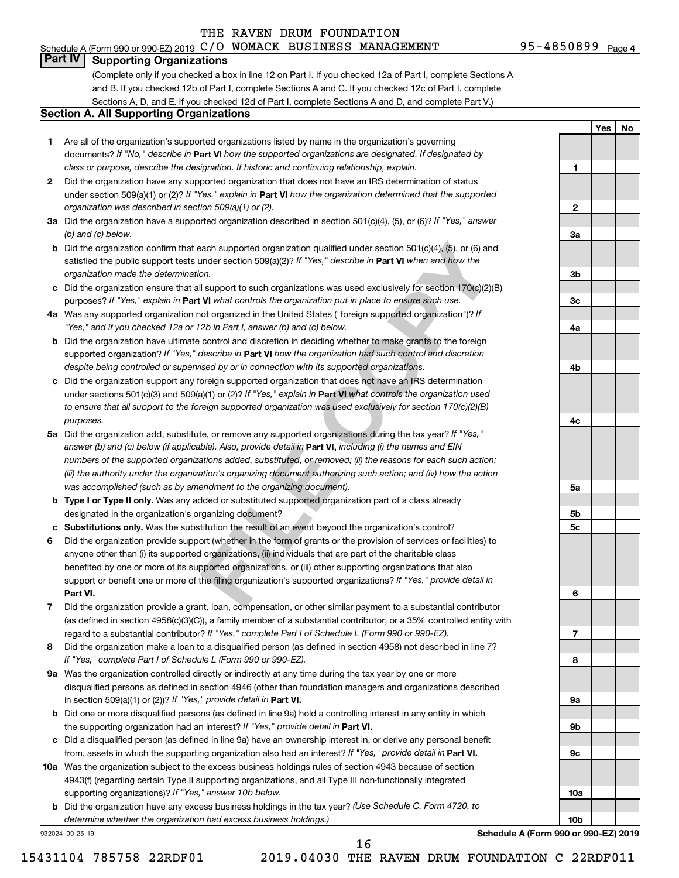THE RAVEN DRUM FOUNDATION

Schedule A (Form 990 or 990-EZ) 2019 C/O WOMACK BUSINESS MANAGEMENT 95-4850899 Page 4

## Part IV Supporting Organizations

(Complete only if you checked a box in line 12 on Part I. If you checked 12a of Part I, complete Sections A and B. If you checked 12b of Part I, complete Sections A and C. If you checked 12c of Part I, complete Sections A, D, and E. If you checked 12d of Part I, complete Sections A and D, and complete Part V.)

### Section A. All Supporting Organizations

| | | | Yes | No |
|---|---|---|---|---|
| **1** | Are all of the organization's supported organizations listed by name in the organization's governing documents? *If "No," describe in* **Part VI** *how the supported organizations are designated. If designated by class or purpose, describe the designation. If historic and continuing relationship, explain.* | 1 | | |
| **2** | Did the organization have any supported organization that does not have an IRS determination of status under section 509(a)(1) or (2)? *If "Yes," explain in* **Part VI** *how the organization determined that the supported organization was described in section 509(a)(1) or (2).* | 2 | | |
| **3a** | Did the organization have a supported organization described in section 501(c)(4), (5), or (6)? *If "Yes," answer (b) and (c) below.* | 3a | | |
| **b** | Did the organization confirm that each supported organization qualified under section 501(c)(4), (5), or (6) and satisfied the public support tests under section 509(a)(2)? *If "Yes," describe in* **Part VI** *when and how the organization made the determination.* | 3b | | |
| **c** | Did the organization ensure that all support to such organizations was used exclusively for section 170(c)(2)(B) purposes? *If "Yes," explain in* **Part VI** *what controls the organization put in place to ensure such use.* | 3c | | |
| **4a** | Was any supported organization not organized in the United States ("foreign supported organization")? *If "Yes," and if you checked 12a or 12b in Part I, answer (b) and (c) below.* | 4a | | |
| **b** | Did the organization have ultimate control and discretion in deciding whether to make grants to the foreign supported organization? *If "Yes," describe in* **Part VI** *how the organization had such control and discretion despite being controlled or supervised by or in connection with its supported organizations.* | 4b | | |
| **c** | Did the organization support any foreign supported organization that does not have an IRS determination under sections 501(c)(3) and 509(a)(1) or (2)? *If "Yes," explain in* **Part VI** *what controls the organization used to ensure that all support to the foreign supported organization was used exclusively for section 170(c)(2)(B) purposes.* | 4c | | |
| **5a** | Did the organization add, substitute, or remove any supported organizations during the tax year? *If "Yes," answer (b) and (c) below (if applicable). Also, provide detail in* **Part VI,** *including (i) the names and EIN numbers of the supported organizations added, substituted, or removed; (ii) the reasons for each such action; (iii) the authority under the organization's organizing document authorizing such action; and (iv) how the action was accomplished (such as by amendment to the organizing document).* | 5a | | |
| **b** | **Type I or Type II only.** Was any added or substituted supported organization part of a class already designated in the organization's organizing document? | 5b | | |
| **c** | **Substitutions only.** Was the substitution the result of an event beyond the organization's control? | 5c | | |
| **6** | Did the organization provide support (whether in the form of grants or the provision of services or facilities) to anyone other than (i) its supported organizations, (ii) individuals that are part of the charitable class benefited by one or more of its supported organizations, or (iii) other supporting organizations that also support or benefit one or more of the filing organization's supported organizations? *If "Yes," provide detail in* **Part VI.** | 6 | | |
| **7** | Did the organization provide a grant, loan, compensation, or other similar payment to a substantial contributor (as defined in section 4958(c)(3)(C)), a family member of a substantial contributor, or a 35% controlled entity with regard to a substantial contributor? *If "Yes," complete Part I of Schedule L (Form 990 or 990-EZ).* | 7 | | |
| **8** | Did the organization make a loan to a disqualified person (as defined in section 4958) not described in line 7? *If "Yes," complete Part I of Schedule L (Form 990 or 990-EZ).* | 8 | | |
| **9a** | Was the organization controlled directly or indirectly at any time during the tax year by one or more disqualified persons as defined in section 4946 (other than foundation managers and organizations described in section 509(a)(1) or (2))? *If "Yes," provide detail in* **Part VI.** | 9a | | |
| **b** | Did one or more disqualified persons (as defined in line 9a) hold a controlling interest in any entity in which the supporting organization had an interest? *If "Yes," provide detail in* **Part VI.** | 9b | | |
| **c** | Did a disqualified person (as defined in line 9a) have an ownership interest in, or derive any personal benefit from, assets in which the supporting organization also had an interest? *If "Yes," provide detail in* **Part VI.** | 9c | | |
| **10a** | Was the organization subject to the excess business holdings rules of section 4943 because of section 4943(f) (regarding certain Type II supporting organizations, and all Type III non-functionally integrated supporting organizations)? *If "Yes," answer 10b below.* | 10a | | |
| **b** | Did the organization have any excess business holdings in the tax year? *(Use Schedule C, Form 4720, to determine whether the organization had excess business holdings.)* | 10b | | |

932024 09-25-19 **Schedule A (Form 990 or 990-EZ) 2019**

15431104 785758 22RDF01 2019.04030 THE RAVEN DRUM FOUNDATION C 22RDF011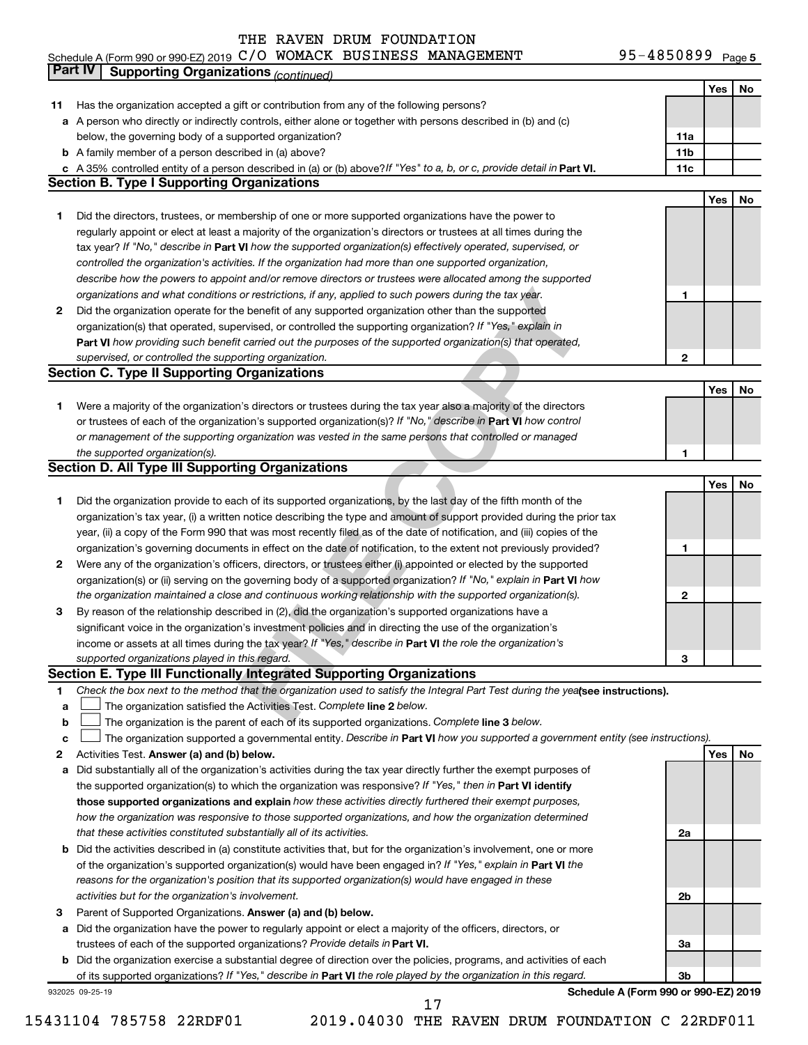THE RAVEN DRUM FOUNDATION

Schedule A (Form 990 or 990-EZ) 2019 C/O WOMACK BUSINESS MANAGEMENT 95-4850899 Page 5

**Part IV | Supporting Organizations** *(continued)*

| | | | Yes | No |
|---|---|---|---|---|
| **11** | Has the organization accepted a gift or contribution from any of the following persons? | | | |
| **a** | A person who directly or indirectly controls, either alone or together with persons described in (b) and (c) below, the governing body of a supported organization? | **11a** | | |
| **b** | A family member of a person described in (a) above? | **11b** | | |
| **c** | A 35% controlled entity of a person described in (a) or (b) above? *If "Yes" to a, b, or c, provide detail in* **Part VI.** | **11c** | | |

**Section B. Type I Supporting Organizations**

| | | | Yes | No |
|---|---|---|---|---|
| **1** | Did the directors, trustees, or membership of one or more supported organizations have the power to regularly appoint or elect at least a majority of the organization's directors or trustees at all times during the tax year? *If "No," describe in* **Part VI** *how the supported organization(s) effectively operated, supervised, or controlled the organization's activities. If the organization had more than one supported organization, describe how the powers to appoint and/or remove directors or trustees were allocated among the supported organizations and what conditions or restrictions, if any, applied to such powers during the tax year.* | **1** | | |
| **2** | Did the organization operate for the benefit of any supported organization other than the supported organization(s) that operated, supervised, or controlled the supporting organization? *If "Yes," explain in* **Part VI** *how providing such benefit carried out the purposes of the supported organization(s) that operated, supervised, or controlled the supporting organization.* | **2** | | |

**Section C. Type II Supporting Organizations**

| | | | Yes | No |
|---|---|---|---|---|
| **1** | Were a majority of the organization's directors or trustees during the tax year also a majority of the directors or trustees of each of the organization's supported organization(s)? *If "No," describe in* **Part VI** *how control or management of the supporting organization was vested in the same persons that controlled or managed the supported organization(s).* | **1** | | |

**Section D. All Type III Supporting Organizations**

| | | | Yes | No |
|---|---|---|---|---|
| **1** | Did the organization provide to each of its supported organizations, by the last day of the fifth month of the organization's tax year, (i) a written notice describing the type and amount of support provided during the prior tax year, (ii) a copy of the Form 990 that was most recently filed as of the date of notification, and (iii) copies of the organization's governing documents in effect on the date of notification, to the extent not previously provided? | **1** | | |
| **2** | Were any of the organization's officers, directors, or trustees either (i) appointed or elected by the supported organization(s) or (ii) serving on the governing body of a supported organization? *If "No," explain in* **Part VI** *how the organization maintained a close and continuous working relationship with the supported organization(s).* | **2** | | |
| **3** | By reason of the relationship described in (2), did the organization's supported organizations have a significant voice in the organization's investment policies and in directing the use of the organization's income or assets at all times during the tax year? *If "Yes," describe in* **Part VI** *the role the organization's supported organizations played in this regard.* | **3** | | |

**Section E. Type III Functionally Integrated Supporting Organizations**

**1** *Check the box next to the method that the organization used to satisfy the Integral Part Test during the year* **(see instructions).**

- **a** ☐ The organization satisfied the Activities Test. *Complete* **line 2** *below.*
- **b** ☐ The organization is the parent of each of its supported organizations. *Complete* **line 3** *below.*
- **c** ☐ The organization supported a governmental entity. *Describe in* **Part VI** *how you supported a government entity (see instructions).*

| | | | Yes | No |
|---|---|---|---|---|
| **2** | Activities Test. **Answer (a) and (b) below.** | | | |
| **a** | Did substantially all of the organization's activities during the tax year directly further the exempt purposes of the supported organization(s) to which the organization was responsive? *If "Yes," then in* **Part VI identify those supported organizations and explain** *how these activities directly furthered their exempt purposes, how the organization was responsive to those supported organizations, and how the organization determined that these activities constituted substantially all of its activities.* | **2a** | | |
| **b** | Did the activities described in (a) constitute activities that, but for the organization's involvement, one or more of the organization's supported organization(s) would have been engaged in? *If "Yes," explain in* **Part VI** *the reasons for the organization's position that its supported organization(s) would have engaged in these activities but for the organization's involvement.* | **2b** | | |
| **3** | Parent of Supported Organizations. **Answer (a) and (b) below.** | | | |
| **a** | Did the organization have the power to regularly appoint or elect a majority of the officers, directors, or trustees of each of the supported organizations? *Provide details in* **Part VI.** | **3a** | | |
| **b** | Did the organization exercise a substantial degree of direction over the policies, programs, and activities of each of its supported organizations? *If "Yes," describe in* **Part VI** *the role played by the organization in this regard.* | **3b** | | |

932025 09-25-19 **Schedule A (Form 990 or 990-EZ) 2019**

15431104 785758 22RDF01 2019.04030 THE RAVEN DRUM FOUNDATION C 22RDF011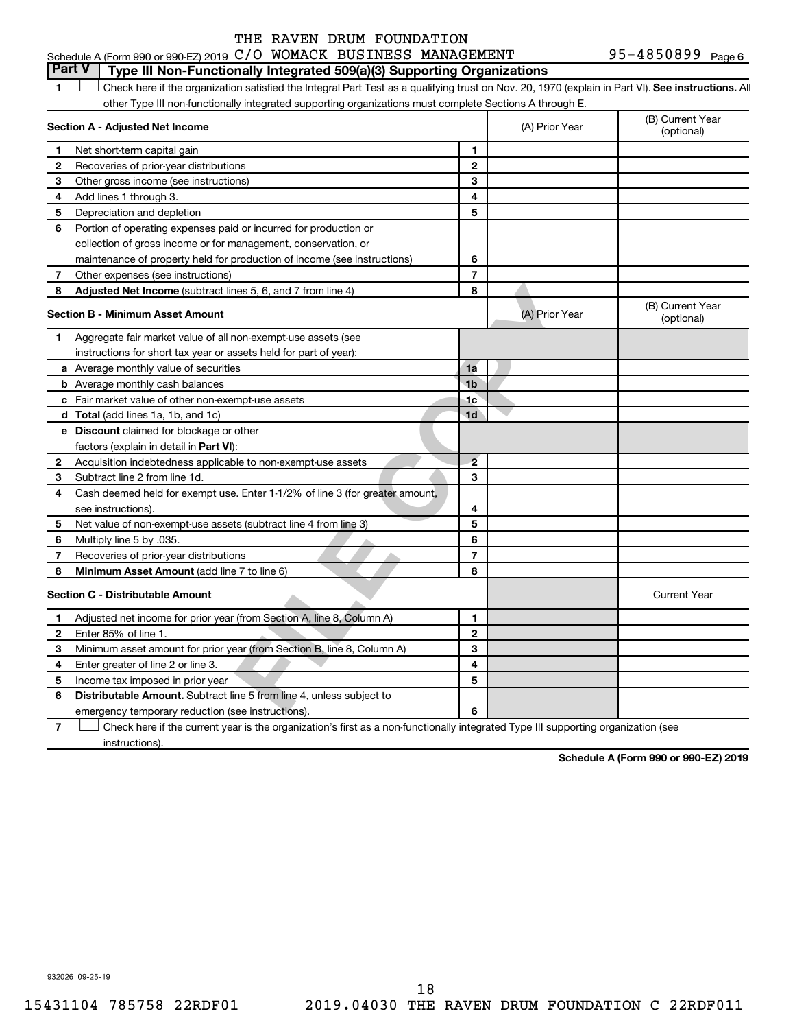THE RAVEN DRUM FOUNDATION

Schedule A (Form 990 or 990-EZ) 2019 C/O WOMACK BUSINESS MANAGEMENT 95-4850899 Page 6

## Part V | Type III Non-Functionally Integrated 509(a)(3) Supporting Organizations

1 ☐ Check here if the organization satisfied the Integral Part Test as a qualifying trust on Nov. 20, 1970 (explain in Part VI). **See instructions.** All other Type III non-functionally integrated supporting organizations must complete Sections A through E.

| **Section A - Adjusted Net Income** | | (A) Prior Year | (B) Current Year (optional) |
|---|---|---|---|
| **1** Net short-term capital gain | 1 | | |
| **2** Recoveries of prior-year distributions | 2 | | |
| **3** Other gross income (see instructions) | 3 | | |
| **4** Add lines 1 through 3. | 4 | | |
| **5** Depreciation and depletion | 5 | | |
| **6** Portion of operating expenses paid or incurred for production or collection of gross income or for management, conservation, or maintenance of property held for production of income (see instructions) | 6 | | |
| **7** Other expenses (see instructions) | 7 | | |
| **8** **Adjusted Net Income** (subtract lines 5, 6, and 7 from line 4) | 8 | | |

| **Section B - Minimum Asset Amount** | | (A) Prior Year | (B) Current Year (optional) |
|---|---|---|---|
| **1** Aggregate fair market value of all non-exempt-use assets (see instructions for short tax year or assets held for part of year): | | | |
| **a** Average monthly value of securities | 1a | | |
| **b** Average monthly cash balances | 1b | | |
| **c** Fair market value of other non-exempt-use assets | 1c | | |
| **d** **Total** (add lines 1a, 1b, and 1c) | 1d | | |
| **e** **Discount** claimed for blockage or other factors (explain in detail in **Part VI**): | | | |
| **2** Acquisition indebtedness applicable to non-exempt-use assets | 2 | | |
| **3** Subtract line 2 from line 1d. | 3 | | |
| **4** Cash deemed held for exempt use. Enter 1-1/2% of line 3 (for greater amount, see instructions). | 4 | | |
| **5** Net value of non-exempt-use assets (subtract line 4 from line 3) | 5 | | |
| **6** Multiply line 5 by .035. | 6 | | |
| **7** Recoveries of prior-year distributions | 7 | | |
| **8** **Minimum Asset Amount** (add line 7 to line 6) | 8 | | |

| **Section C - Distributable Amount** | | | Current Year |
|---|---|---|---|
| **1** Adjusted net income for prior year (from Section A, line 8, Column A) | 1 | | |
| **2** Enter 85% of line 1. | 2 | | |
| **3** Minimum asset amount for prior year (from Section B, line 8, Column A) | 3 | | |
| **4** Enter greater of line 2 or line 3. | 4 | | |
| **5** Income tax imposed in prior year | 5 | | |
| **6** **Distributable Amount.** Subtract line 5 from line 4, unless subject to emergency temporary reduction (see instructions). | 6 | | |

7 ☐ Check here if the current year is the organization's first as a non-functionally integrated Type III supporting organization (see instructions).

**Schedule A (Form 990 or 990-EZ) 2019**

932026 09-25-19

15431104 785758 22RDF01 2019.04030 THE RAVEN DRUM FOUNDATION C 22RDF011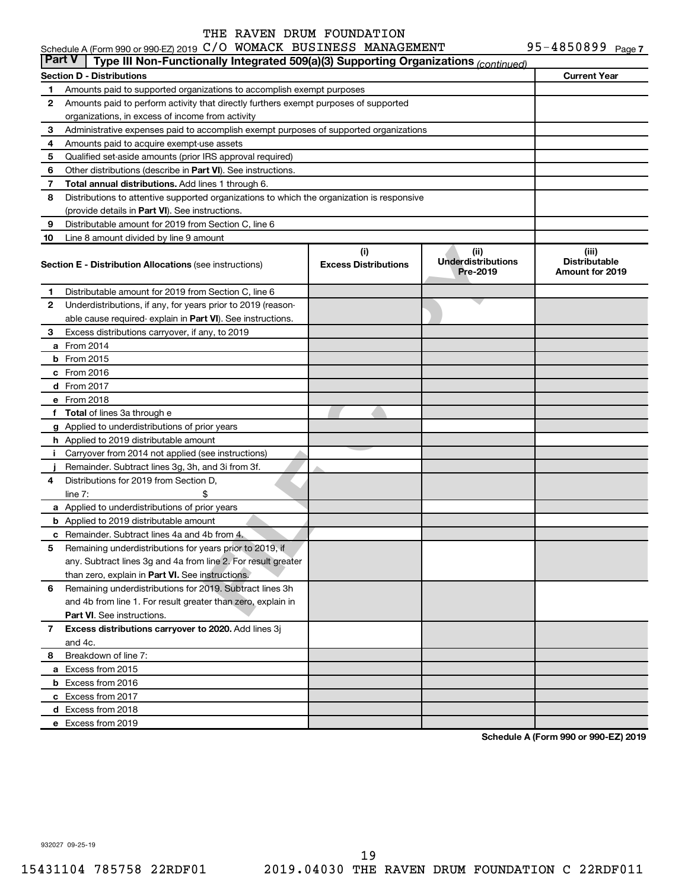THE RAVEN DRUM FOUNDATION

Schedule A (Form 990 or 990-EZ) 2019 C/O WOMACK BUSINESS MANAGEMENT 95-4850899 Page 7

## Part V | Type III Non-Functionally Integrated 509(a)(3) Supporting Organizations *(continued)*

| Section D - Distributions | | Current Year |
|---|---|---|
| 1 | Amounts paid to supported organizations to accomplish exempt purposes | |
| 2 | Amounts paid to perform activity that directly furthers exempt purposes of supported organizations, in excess of income from activity | |
| 3 | Administrative expenses paid to accomplish exempt purposes of supported organizations | |
| 4 | Amounts paid to acquire exempt-use assets | |
| 5 | Qualified set-aside amounts (prior IRS approval required) | |
| 6 | Other distributions (describe in **Part VI**). See instructions. | |
| 7 | **Total annual distributions.** Add lines 1 through 6. | |
| 8 | Distributions to attentive supported organizations to which the organization is responsive (provide details in **Part VI**). See instructions. | |
| 9 | Distributable amount for 2019 from Section C, line 6 | |
| 10 | Line 8 amount divided by line 9 amount | |

| Section E - Distribution Allocations (see instructions) | | (i) Excess Distributions | (ii) Underdistributions Pre-2019 | (iii) Distributable Amount for 2019 |
|---|---|---|---|---|
| 1 | Distributable amount for 2019 from Section C, line 6 | | | |
| 2 | Underdistributions, if any, for years prior to 2019 (reasonable cause required- explain in **Part VI**). See instructions. | | | |
| 3 | Excess distributions carryover, if any, to 2019 | | | |
| a | From 2014 | | | |
| b | From 2015 | | | |
| c | From 2016 | | | |
| d | From 2017 | | | |
| e | From 2018 | | | |
| f | **Total** of lines 3a through e | | | |
| g | Applied to underdistributions of prior years | | | |
| h | Applied to 2019 distributable amount | | | |
| i | Carryover from 2014 not applied (see instructions) | | | |
| j | Remainder. Subtract lines 3g, 3h, and 3i from 3f. | | | |
| 4 | Distributions for 2019 from Section D, line 7: $ | | | |
| a | Applied to underdistributions of prior years | | | |
| b | Applied to 2019 distributable amount | | | |
| c | Remainder. Subtract lines 4a and 4b from 4. | | | |
| 5 | Remaining underdistributions for years prior to 2019, if any. Subtract lines 3g and 4a from line 2. For result greater than zero, explain in **Part VI.** See instructions. | | | |
| 6 | Remaining underdistributions for 2019. Subtract lines 3h and 4b from line 1. For result greater than zero, explain in **Part VI**. See instructions. | | | |
| 7 | **Excess distributions carryover to 2020.** Add lines 3j and 4c. | | | |
| 8 | Breakdown of line 7: | | | |
| a | Excess from 2015 | | | |
| b | Excess from 2016 | | | |
| c | Excess from 2017 | | | |
| d | Excess from 2018 | | | |
| e | Excess from 2019 | | | |

**Schedule A (Form 990 or 990-EZ) 2019**

932027 09-25-19

15431104 785758 22RDF01 2019.04030 THE RAVEN DRUM FOUNDATION C 22RDF011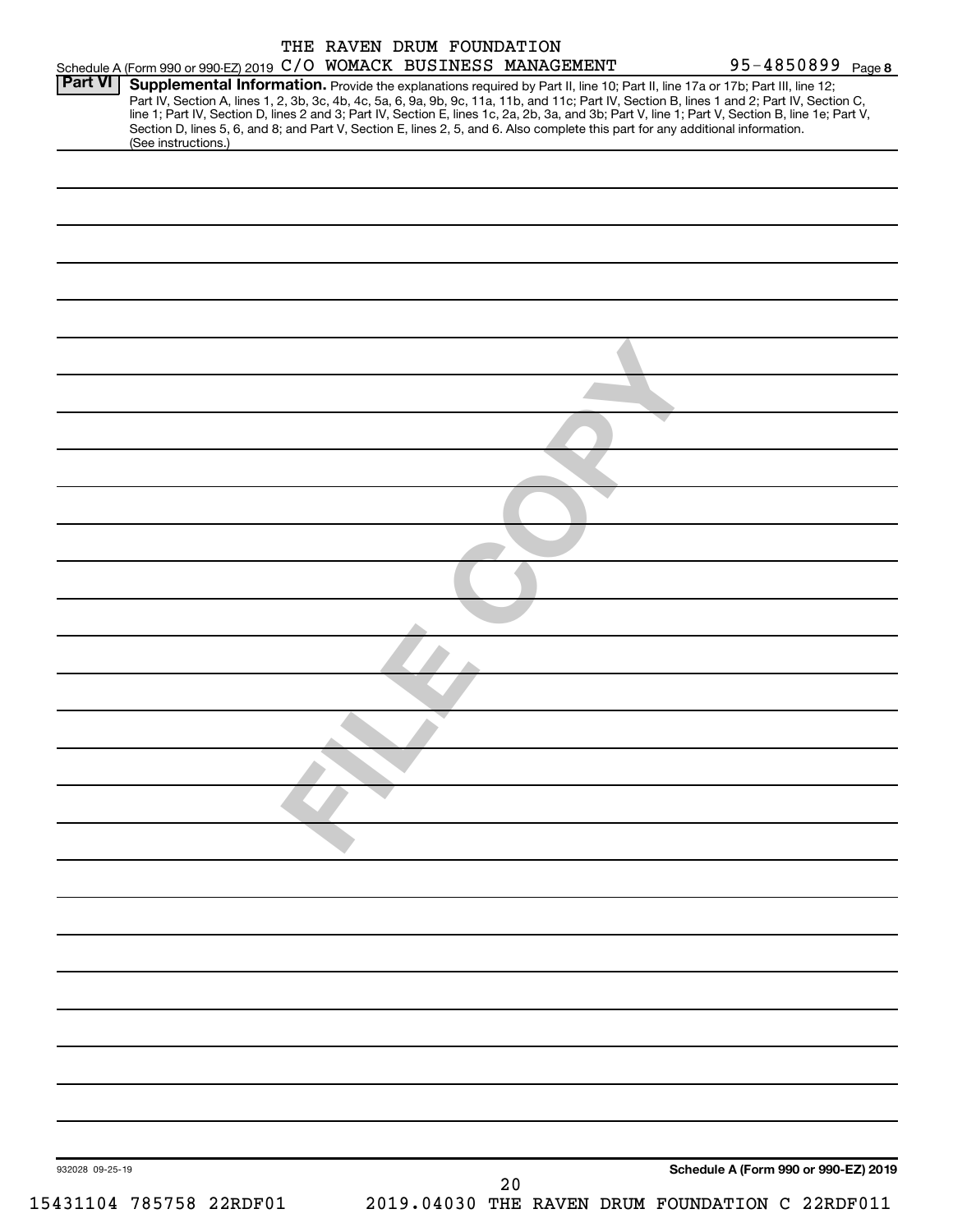THE RAVEN DRUM FOUNDATION

Schedule A (Form 990 or 990-EZ) 2019 C/O WOMACK BUSINESS MANAGEMENT 95-4850899 Page 8

**Part VI** **Supplemental Information.** Provide the explanations required by Part II, line 10; Part II, line 17a or 17b; Part III, line 12; Part IV, Section A, lines 1, 2, 3b, 3c, 4b, 4c, 5a, 6, 9a, 9b, 9c, 11a, 11b, and 11c; Part IV, Section B, lines 1 and 2; Part IV, Section C, line 1; Part IV, Section D, lines 2 and 3; Part IV, Section E, lines 1c, 2a, 2b, 3a, and 3b; Part V, line 1; Part V, Section B, line 1e; Part V, Section D, lines 5, 6, and 8; and Part V, Section E, lines 2, 5, and 6. Also complete this part for any additional information. (See instructions.)

FILE COPY

932028 09-25-19

**Schedule A (Form 990 or 990-EZ) 2019**

15431104 785758 22RDF01 2019.04030 THE RAVEN DRUM FOUNDATION C 22RDF011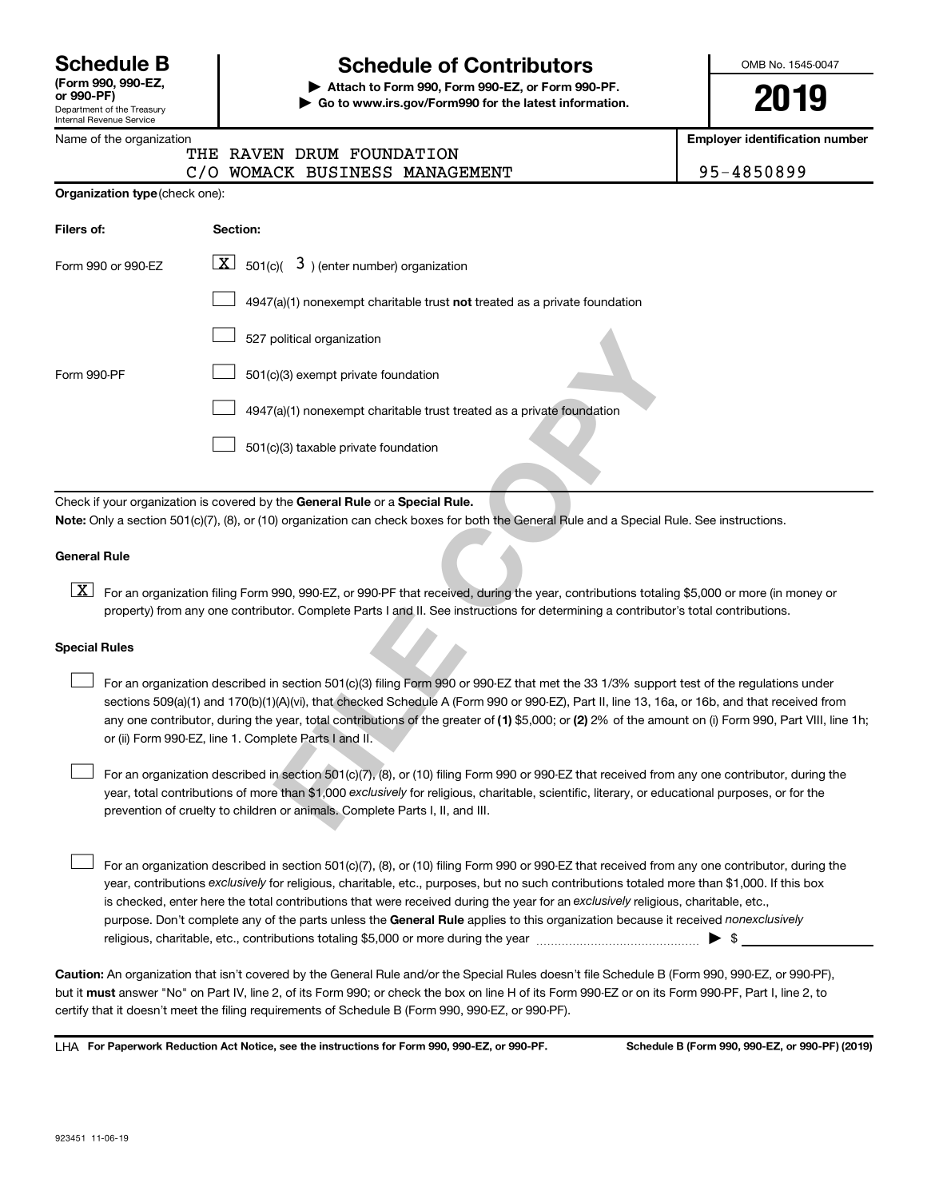# Schedule B

**(Form 990, 990-EZ, or 990-PF)**

Department of the Treasury
Internal Revenue Service

## Schedule of Contributors

▶ **Attach to Form 990, Form 990-EZ, or Form 990-PF.**

▶ **Go to www.irs.gov/Form990 for the latest information.**

OMB No. 1545-0047

**2019**

Name of the organization: THE RAVEN DRUM FOUNDATION
C/O WOMACK BUSINESS MANAGEMENT

**Employer identification number:** 95-4850899

**Organization type** (check one):

| Filers of: | Section: |
| --- | --- |
| Form 990 or 990-EZ | [X] 501(c)( 3 ) (enter number) organization |
| | [ ] 4947(a)(1) nonexempt charitable trust **not** treated as a private foundation |
| | [ ] 527 political organization |
| Form 990-PF | [ ] 501(c)(3) exempt private foundation |
| | [ ] 4947(a)(1) nonexempt charitable trust treated as a private foundation |
| | [ ] 501(c)(3) taxable private foundation |

Check if your organization is covered by the **General Rule** or a **Special Rule.**

**Note:** Only a section 501(c)(7), (8), or (10) organization can check boxes for both the General Rule and a Special Rule. See instructions.

**General Rule**

[X] For an organization filing Form 990, 990-EZ, or 990-PF that received, during the year, contributions totaling $5,000 or more (in money or property) from any one contributor. Complete Parts I and II. See instructions for determining a contributor's total contributions.

**Special Rules**

[ ] For an organization described in section 501(c)(3) filing Form 990 or 990-EZ that met the 33 1/3% support test of the regulations under sections 509(a)(1) and 170(b)(1)(A)(vi), that checked Schedule A (Form 990 or 990-EZ), Part II, line 13, 16a, or 16b, and that received from any one contributor, during the year, total contributions of the greater of **(1)** $5,000; or **(2)** 2% of the amount on (i) Form 990, Part VIII, line 1h; or (ii) Form 990-EZ, line 1. Complete Parts I and II.

[ ] For an organization described in section 501(c)(7), (8), or (10) filing Form 990 or 990-EZ that received from any one contributor, during the year, total contributions of more than $1,000 *exclusively* for religious, charitable, scientific, literary, or educational purposes, or for the prevention of cruelty to children or animals. Complete Parts I, II, and III.

[ ] For an organization described in section 501(c)(7), (8), or (10) filing Form 990 or 990-EZ that received from any one contributor, during the year, contributions *exclusively* for religious, charitable, etc., purposes, but no such contributions totaled more than $1,000. If this box is checked, enter here the total contributions that were received during the year for an *exclusively* religious, charitable, etc., purpose. Don't complete any of the parts unless the **General Rule** applies to this organization because it received *nonexclusively* religious, charitable, etc., contributions totaling $5,000 or more during the year ▶ $ ________

**Caution:** An organization that isn't covered by the General Rule and/or the Special Rules doesn't file Schedule B (Form 990, 990-EZ, or 990-PF), but it **must** answer "No" on Part IV, line 2, of its Form 990; or check the box on line H of its Form 990-EZ or on its Form 990-PF, Part I, line 2, to certify that it doesn't meet the filing requirements of Schedule B (Form 990, 990-EZ, or 990-PF).

LHA **For Paperwork Reduction Act Notice, see the instructions for Form 990, 990-EZ, or 990-PF.** **Schedule B (Form 990, 990-EZ, or 990-PF) (2019)**

923451 11-06-19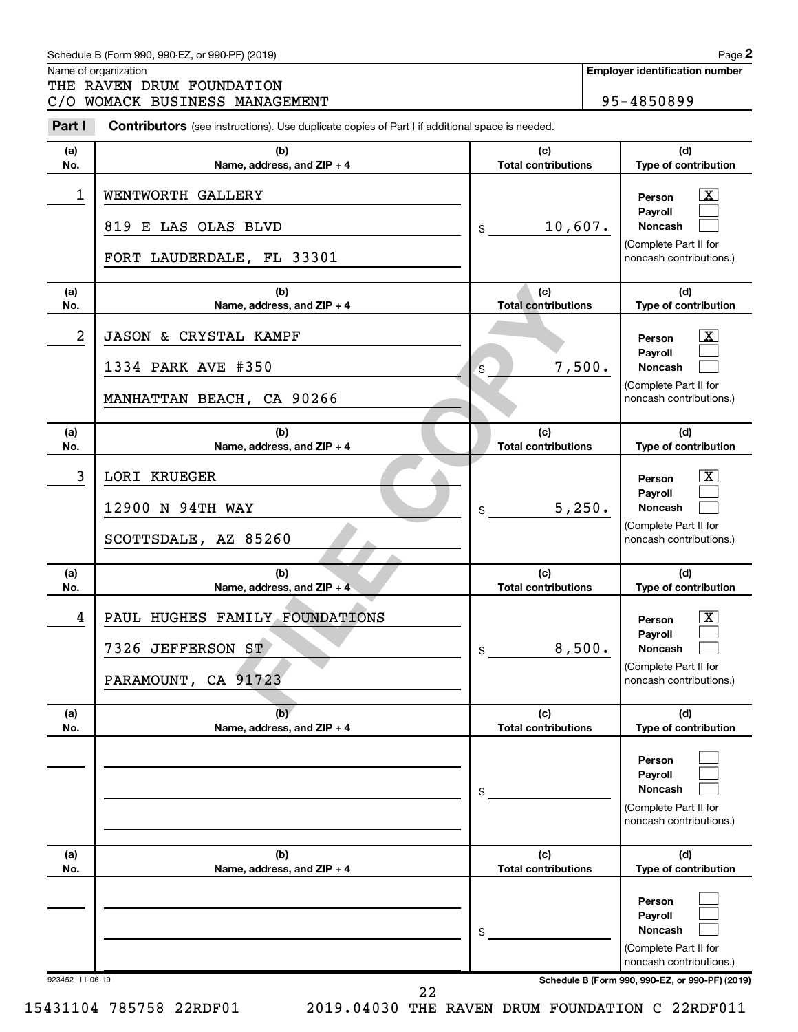Schedule B (Form 990, 990-EZ, or 990-PF) (2019)

Name of organization
THE RAVEN DRUM FOUNDATION
C/O WOMACK BUSINESS MANAGEMENT

**Employer identification number**
95-4850899

**Part I** **Contributors** (see instructions). Use duplicate copies of Part I if additional space is needed.

| (a) No. | (b) Name, address, and ZIP + 4 | (c) Total contributions | (d) Type of contribution |
|---|---|---|---|
| 1 | WENTWORTH GALLERY<br>819 E LAS OLAS BLVD<br>FORT LAUDERDALE, FL 33301 | $ 10,607. | Person [X]<br>Payroll [ ]<br>Noncash [ ]<br>(Complete Part II for noncash contributions.) |
| 2 | JASON & CRYSTAL KAMPF<br>1334 PARK AVE #350<br>MANHATTAN BEACH, CA 90266 | $ 7,500. | Person [X]<br>Payroll [ ]<br>Noncash [ ]<br>(Complete Part II for noncash contributions.) |
| 3 | LORI KRUEGER<br>12900 N 94TH WAY<br>SCOTTSDALE, AZ 85260 | $ 5,250. | Person [X]<br>Payroll [ ]<br>Noncash [ ]<br>(Complete Part II for noncash contributions.) |
| 4 | PAUL HUGHES FAMILY FOUNDATIONS<br>7326 JEFFERSON ST<br>PARAMOUNT, CA 91723 | $ 8,500. | Person [X]<br>Payroll [ ]<br>Noncash [ ]<br>(Complete Part II for noncash contributions.) |
| | | $ | Person [ ]<br>Payroll [ ]<br>Noncash [ ]<br>(Complete Part II for noncash contributions.) |
| | | $ | Person [ ]<br>Payroll [ ]<br>Noncash [ ]<br>(Complete Part II for noncash contributions.) |

923452 11-06-19

**Schedule B (Form 990, 990-EZ, or 990-PF) (2019)**

15431104 785758 22RDF01 2019.04030 THE RAVEN DRUM FOUNDATION C 22RDF011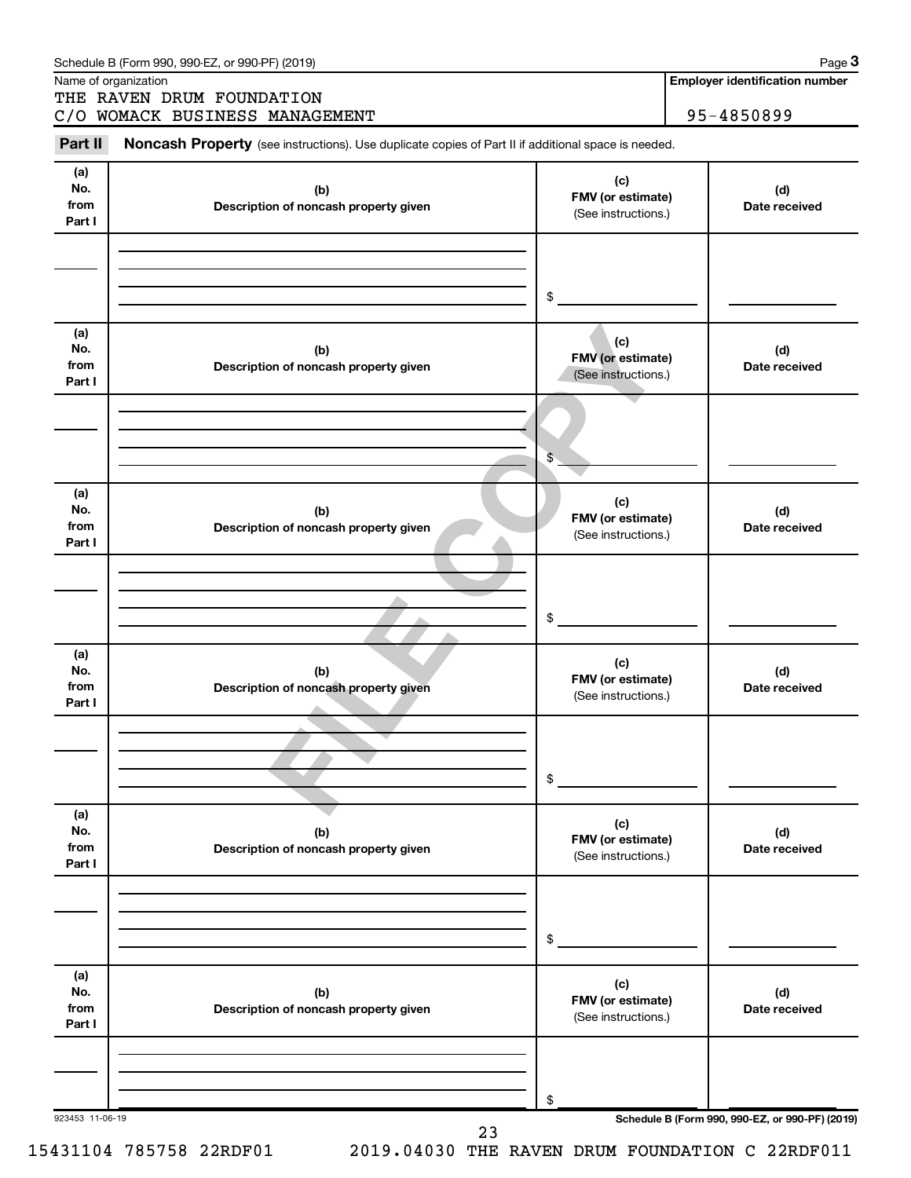Schedule B (Form 990, 990-EZ, or 990-PF) (2019) Page **3**

Name of organization

THE RAVEN DRUM FOUNDATION
C/O WOMACK BUSINESS MANAGEMENT

**Employer identification number**

95-4850899

**Part II** **Noncash Property** (see instructions). Use duplicate copies of Part II if additional space is needed.

| (a) No. from Part I | (b) Description of noncash property given | (c) FMV (or estimate) (See instructions.) | (d) Date received |
|---|---|---|---|
| | | $ | |

| (a) No. from Part I | (b) Description of noncash property given | (c) FMV (or estimate) (See instructions.) | (d) Date received |
|---|---|---|---|
| | | $ | |

| (a) No. from Part I | (b) Description of noncash property given | (c) FMV (or estimate) (See instructions.) | (d) Date received |
|---|---|---|---|
| | | $ | |

| (a) No. from Part I | (b) Description of noncash property given | (c) FMV (or estimate) (See instructions.) | (d) Date received |
|---|---|---|---|
| | | $ | |

| (a) No. from Part I | (b) Description of noncash property given | (c) FMV (or estimate) (See instructions.) | (d) Date received |
|---|---|---|---|
| | | $ | |

| (a) No. from Part I | (b) Description of noncash property given | (c) FMV (or estimate) (See instructions.) | (d) Date received |
|---|---|---|---|
| | | $ | |

FILE COPY

923453 11-06-19 **Schedule B (Form 990, 990-EZ, or 990-PF) (2019)**

15431104 785758 22RDF01 2019.04030 THE RAVEN DRUM FOUNDATION C 22RDF011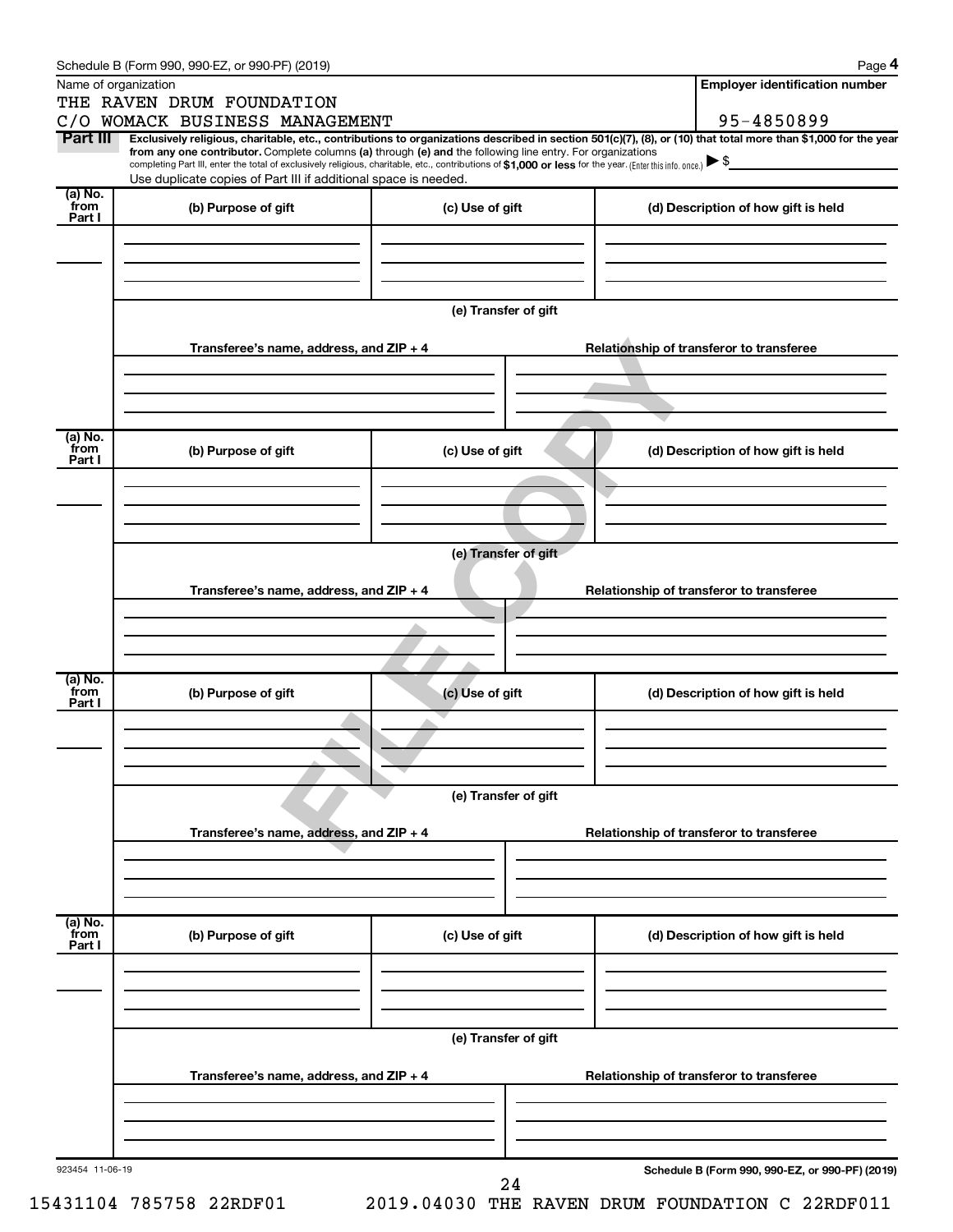Schedule B (Form 990, 990-EZ, or 990-PF) (2019)

Name of organization

THE RAVEN DRUM FOUNDATION
C/O WOMACK BUSINESS MANAGEMENT

**Employer identification number**

95-4850899

**Part III** **Exclusively religious, charitable, etc., contributions to organizations described in section 501(c)(7), (8), or (10) that total more than $1,000 for the year from any one contributor.** Complete columns **(a)** through **(e) and** the following line entry. For organizations completing Part III, enter the total of exclusively religious, charitable, etc., contributions of **$1,000 or less** for the year. (Enter this info. once.) ▶ $

Use duplicate copies of Part III if additional space is needed.

| (a) No. from Part I | (b) Purpose of gift | (c) Use of gift | (d) Description of how gift is held |
|---|---|---|---|
| | | | |

(e) Transfer of gift

| Transferee's name, address, and ZIP + 4 | Relationship of transferor to transferee |
|---|---|
| | |

| (a) No. from Part I | (b) Purpose of gift | (c) Use of gift | (d) Description of how gift is held |
|---|---|---|---|
| | | | |

(e) Transfer of gift

| Transferee's name, address, and ZIP + 4 | Relationship of transferor to transferee |
|---|---|
| | |

| (a) No. from Part I | (b) Purpose of gift | (c) Use of gift | (d) Description of how gift is held |
|---|---|---|---|
| | | | |

(e) Transfer of gift

| Transferee's name, address, and ZIP + 4 | Relationship of transferor to transferee |
|---|---|
| | |

| (a) No. from Part I | (b) Purpose of gift | (c) Use of gift | (d) Description of how gift is held |
|---|---|---|---|
| | | | |

(e) Transfer of gift

| Transferee's name, address, and ZIP + 4 | Relationship of transferor to transferee |
|---|---|
| | |

FILE COPY

923454 11-06-19

**Schedule B (Form 990, 990-EZ, or 990-PF) (2019)**

15431104 785758 22RDF01 2019.04030 THE RAVEN DRUM FOUNDATION C 22RDF011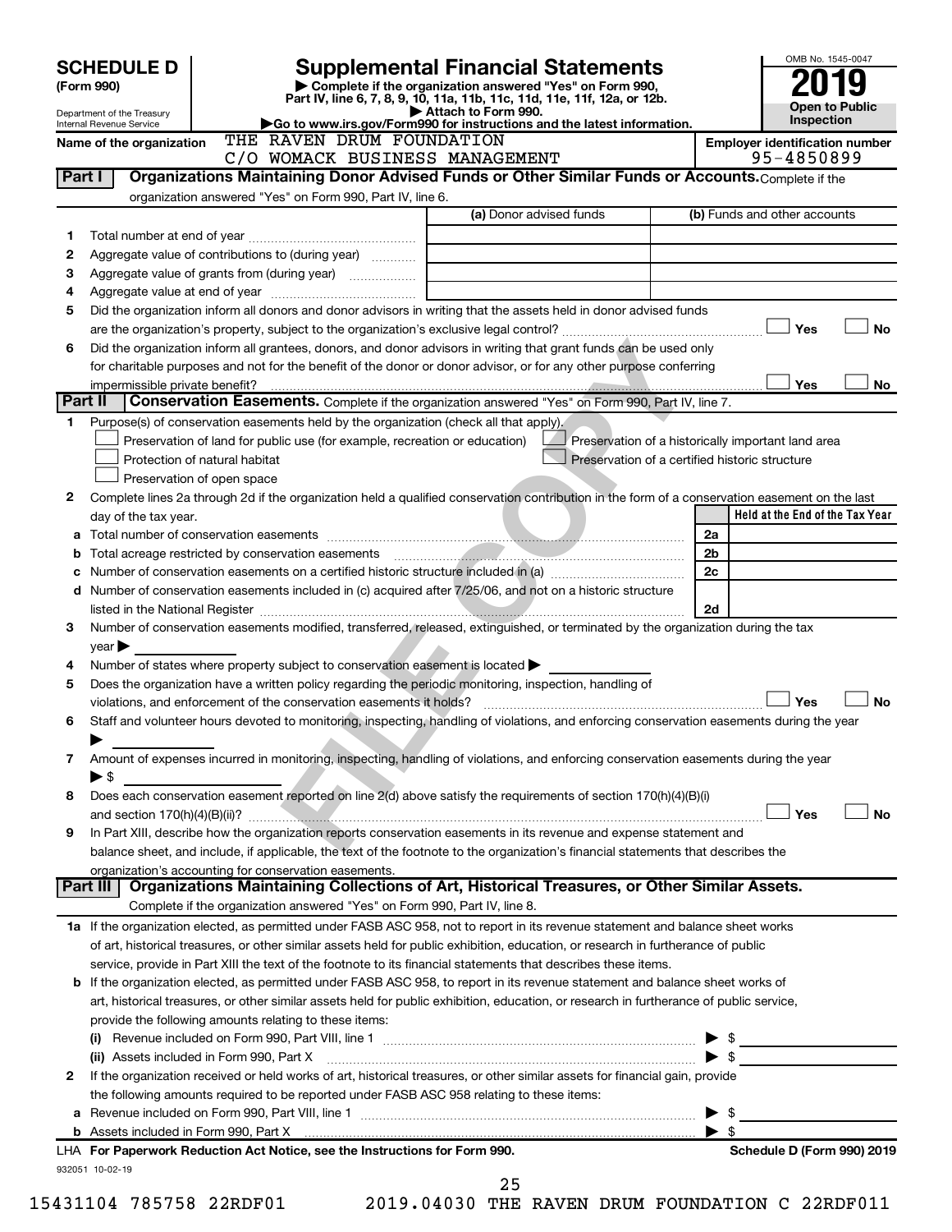# SCHEDULE D (Form 990)

Department of the Treasury
Internal Revenue Service

## Supplemental Financial Statements

▶ Complete if the organization answered "Yes" on Form 990, Part IV, line 6, 7, 8, 9, 10, 11a, 11b, 11c, 11d, 11e, 11f, 12a, or 12b.
▶ Attach to Form 990.
▶Go to www.irs.gov/Form990 for instructions and the latest information.

OMB No. 1545-0047
**2019**
**Open to Public Inspection**

Name of the organization: THE RAVEN DRUM FOUNDATION C/O WOMACK BUSINESS MANAGEMENT

Employer identification number: 95-4850899

## Part I Organizations Maintaining Donor Advised Funds or Other Similar Funds or Accounts.

Complete if the organization answered "Yes" on Form 990, Part IV, line 6.

| | | (a) Donor advised funds | (b) Funds and other accounts |
|---|---|---|---|
| 1 | Total number at end of year | | |
| 2 | Aggregate value of contributions to (during year) | | |
| 3 | Aggregate value of grants from (during year) | | |
| 4 | Aggregate value at end of year | | |

5 Did the organization inform all donors and donor advisors in writing that the assets held in donor advised funds are the organization's property, subject to the organization's exclusive legal control? ☐ Yes ☐ No

6 Did the organization inform all grantees, donors, and donor advisors in writing that grant funds can be used only for charitable purposes and not for the benefit of the donor or donor advisor, or for any other purpose conferring impermissible private benefit? ☐ Yes ☐ No

## Part II Conservation Easements.

Complete if the organization answered "Yes" on Form 990, Part IV, line 7.

1 Purpose(s) of conservation easements held by the organization (check all that apply).

☐ Preservation of land for public use (for example, recreation or education)
☐ Protection of natural habitat
☐ Preservation of open space
☐ Preservation of a historically important land area
☐ Preservation of a certified historic structure

2 Complete lines 2a through 2d if the organization held a qualified conservation contribution in the form of a conservation easement on the last day of the tax year.

| | | | Held at the End of the Tax Year |
|---|---|---|---|
| a | Total number of conservation easements | 2a | |
| b | Total acreage restricted by conservation easements | 2b | |
| c | Number of conservation easements on a certified historic structure included in (a) | 2c | |
| d | Number of conservation easements included in (c) acquired after 7/25/06, and not on a historic structure listed in the National Register | 2d | |

3 Number of conservation easements modified, transferred, released, extinguished, or terminated by the organization during the tax year ▶

4 Number of states where property subject to conservation easement is located ▶

5 Does the organization have a written policy regarding the periodic monitoring, inspection, handling of violations, and enforcement of the conservation easements it holds? ☐ Yes ☐ No

6 Staff and volunteer hours devoted to monitoring, inspecting, handling of violations, and enforcing conservation easements during the year ▶

7 Amount of expenses incurred in monitoring, inspecting, handling of violations, and enforcing conservation easements during the year ▶ $

8 Does each conservation easement reported on line 2(d) above satisfy the requirements of section 170(h)(4)(B)(i) and section 170(h)(4)(B)(ii)? ☐ Yes ☐ No

9 In Part XIII, describe how the organization reports conservation easements in its revenue and expense statement and balance sheet, and include, if applicable, the text of the footnote to the organization's financial statements that describes the organization's accounting for conservation easements.

## Part III Organizations Maintaining Collections of Art, Historical Treasures, or Other Similar Assets.

Complete if the organization answered "Yes" on Form 990, Part IV, line 8.

1a If the organization elected, as permitted under FASB ASC 958, not to report in its revenue statement and balance sheet works of art, historical treasures, or other similar assets held for public exhibition, education, or research in furtherance of public service, provide in Part XIII the text of the footnote to its financial statements that describes these items.

b If the organization elected, as permitted under FASB ASC 958, to report in its revenue statement and balance sheet works of art, historical treasures, or other similar assets held for public exhibition, education, or research in furtherance of public service, provide the following amounts relating to these items:

(i) Revenue included on Form 990, Part VIII, line 1 ▶ $

(ii) Assets included in Form 990, Part X ▶ $

2 If the organization received or held works of art, historical treasures, or other similar assets for financial gain, provide the following amounts required to be reported under FASB ASC 958 relating to these items:

a Revenue included on Form 990, Part VIII, line 1 ▶ $

b Assets included in Form 990, Part X ▶ $

LHA For Paperwork Reduction Act Notice, see the Instructions for Form 990. Schedule D (Form 990) 2019

932051 10-02-19

15431104 785758 22RDF01 2019.04030 THE RAVEN DRUM FOUNDATION C 22RDF011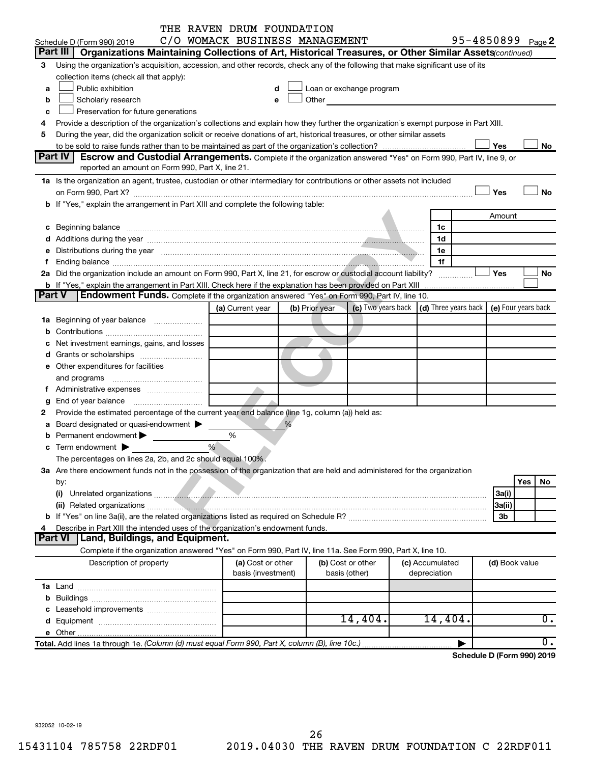THE RAVEN DRUM FOUNDATION
Schedule D (Form 990) 2019 C/O WOMACK BUSINESS MANAGEMENT 95-4850899 Page 2

## Part III | Organizations Maintaining Collections of Art, Historical Treasures, or Other Similar Assets *(continued)*

3 Using the organization's acquisition, accession, and other records, check any of the following that make significant use of its collection items (check all that apply):

- a ☐ Public exhibition
- b ☐ Scholarly research
- c ☐ Preservation for future generations
- d ☐ Loan or exchange program
- e ☐ Other

4 Provide a description of the organization's collections and explain how they further the organization's exempt purpose in Part XIII.

5 During the year, did the organization solicit or receive donations of art, historical treasures, or other similar assets to be sold to raise funds rather than to be maintained as part of the organization's collection? ☐ Yes ☐ No

## Part IV | Escrow and Custodial Arrangements.

Complete if the organization answered "Yes" on Form 990, Part IV, line 9, or reported an amount on Form 990, Part X, line 21.

1a Is the organization an agent, trustee, custodian or other intermediary for contributions or other assets not included on Form 990, Part X? ☐ Yes ☐ No

b If "Yes," explain the arrangement in Part XIII and complete the following table:

| | | Amount |
|---|---|---|
| c Beginning balance | 1c | |
| d Additions during the year | 1d | |
| e Distributions during the year | 1e | |
| f Ending balance | 1f | |

2a Did the organization include an amount on Form 990, Part X, line 21, for escrow or custodial account liability? ☐ Yes ☐ No

b If "Yes," explain the arrangement in Part XIII. Check here if the explanation has been provided on Part XIII ☐

## Part V | Endowment Funds.

Complete if the organization answered "Yes" on Form 990, Part IV, line 10.

| | (a) Current year | (b) Prior year | (c) Two years back | (d) Three years back | (e) Four years back |
|---|---|---|---|---|---|
| 1a Beginning of year balance | | | | | |
| b Contributions | | | | | |
| c Net investment earnings, gains, and losses | | | | | |
| d Grants or scholarships | | | | | |
| e Other expenditures for facilities and programs | | | | | |
| f Administrative expenses | | | | | |
| g End of year balance | | | | | |

2 Provide the estimated percentage of the current year end balance (line 1g, column (a)) held as:

a Board designated or quasi-endowment ▶ %

b Permanent endowment ▶ %

c Term endowment ▶ %

The percentages on lines 2a, 2b, and 2c should equal 100%.

3a Are there endowment funds not in the possession of the organization that are held and administered for the organization by:

| | | Yes | No |
|---|---|---|---|
| (i) Unrelated organizations | 3a(i) | | |
| (ii) Related organizations | 3a(ii) | | |
| b If "Yes" on line 3a(ii), are the related organizations listed as required on Schedule R? | 3b | | |

4 Describe in Part XIII the intended uses of the organization's endowment funds.

## Part VI | Land, Buildings, and Equipment.

Complete if the organization answered "Yes" on Form 990, Part IV, line 11a. See Form 990, Part X, line 10.

| Description of property | (a) Cost or other basis (investment) | (b) Cost or other basis (other) | (c) Accumulated depreciation | (d) Book value |
|---|---|---|---|---|
| 1a Land | | | | |
| b Buildings | | | | |
| c Leasehold improvements | | | | |
| d Equipment | | 14,404. | 14,404. | 0. |
| e Other | | | | |
| **Total.** Add lines 1a through 1e. *(Column (d) must equal Form 990, Part X, column (B), line 10c.)* ▶ | | | | 0. |

**Schedule D (Form 990) 2019**

932052 10-02-19

15431104 785758 22RDF01 2019.04030 THE RAVEN DRUM FOUNDATION C 22RDF011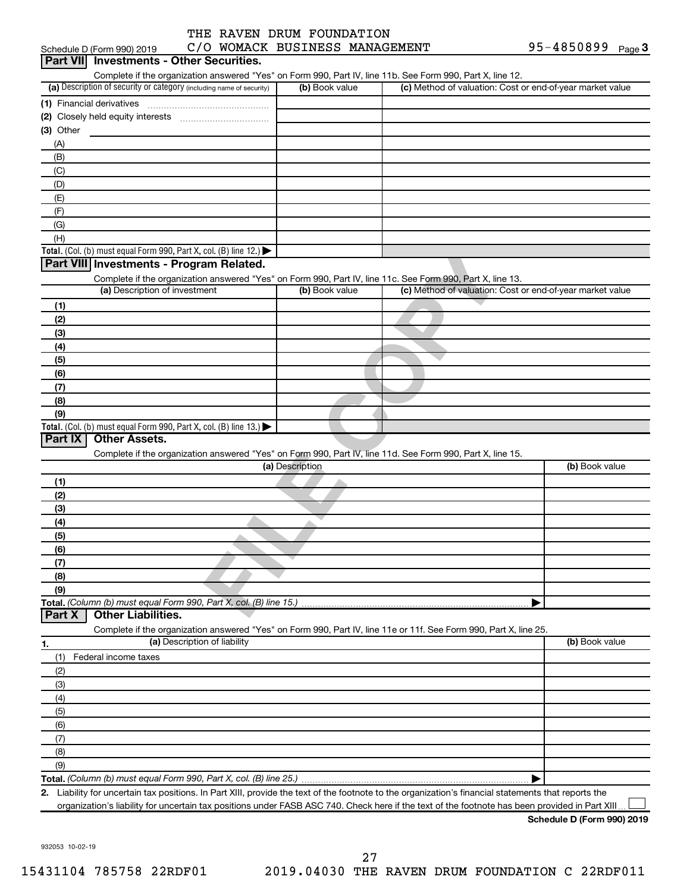THE RAVEN DRUM FOUNDATION
Schedule D (Form 990) 2019 C/O WOMACK BUSINESS MANAGEMENT 95-4850899 Page 3

## Part VII Investments - Other Securities.

Complete if the organization answered "Yes" on Form 990, Part IV, line 11b. See Form 990, Part X, line 12.

| (a) Description of security or category (including name of security) | (b) Book value | (c) Method of valuation: Cost or end-of-year market value |
|---|---|---|
| (1) Financial derivatives | | |
| (2) Closely held equity interests | | |
| (3) Other | | |
| (A) | | |
| (B) | | |
| (C) | | |
| (D) | | |
| (E) | | |
| (F) | | |
| (G) | | |
| (H) | | |
| **Total.** (Col. (b) must equal Form 990, Part X, col. (B) line 12.) ▶ | | |

## Part VIII Investments - Program Related.

Complete if the organization answered "Yes" on Form 990, Part IV, line 11c. See Form 990, Part X, line 13.

| (a) Description of investment | (b) Book value | (c) Method of valuation: Cost or end-of-year market value |
|---|---|---|
| (1) | | |
| (2) | | |
| (3) | | |
| (4) | | |
| (5) | | |
| (6) | | |
| (7) | | |
| (8) | | |
| (9) | | |
| **Total.** (Col. (b) must equal Form 990, Part X, col. (B) line 13.) ▶ | | |

## Part IX Other Assets.

Complete if the organization answered "Yes" on Form 990, Part IV, line 11d. See Form 990, Part X, line 15.

| (a) Description | (b) Book value |
|---|---|
| (1) | |
| (2) | |
| (3) | |
| (4) | |
| (5) | |
| (6) | |
| (7) | |
| (8) | |
| (9) | |
| **Total.** *(Column (b) must equal Form 990, Part X, col. (B) line 15.)* ▶ | |

## Part X Other Liabilities.

Complete if the organization answered "Yes" on Form 990, Part IV, line 11e or 11f. See Form 990, Part X, line 25.

| 1. (a) Description of liability | (b) Book value |
|---|---|
| (1) Federal income taxes | |
| (2) | |
| (3) | |
| (4) | |
| (5) | |
| (6) | |
| (7) | |
| (8) | |
| (9) | |
| **Total.** *(Column (b) must equal Form 990, Part X, col. (B) line 25.)* ▶ | |

2. Liability for uncertain tax positions. In Part XIII, provide the text of the footnote to the organization's financial statements that reports the organization's liability for uncertain tax positions under FASB ASC 740. Check here if the text of the footnote has been provided in Part XIII ☐

**Schedule D (Form 990) 2019**

932053 10-02-19

15431104 785758 22RDF01 2019.04030 THE RAVEN DRUM FOUNDATION C 22RDF011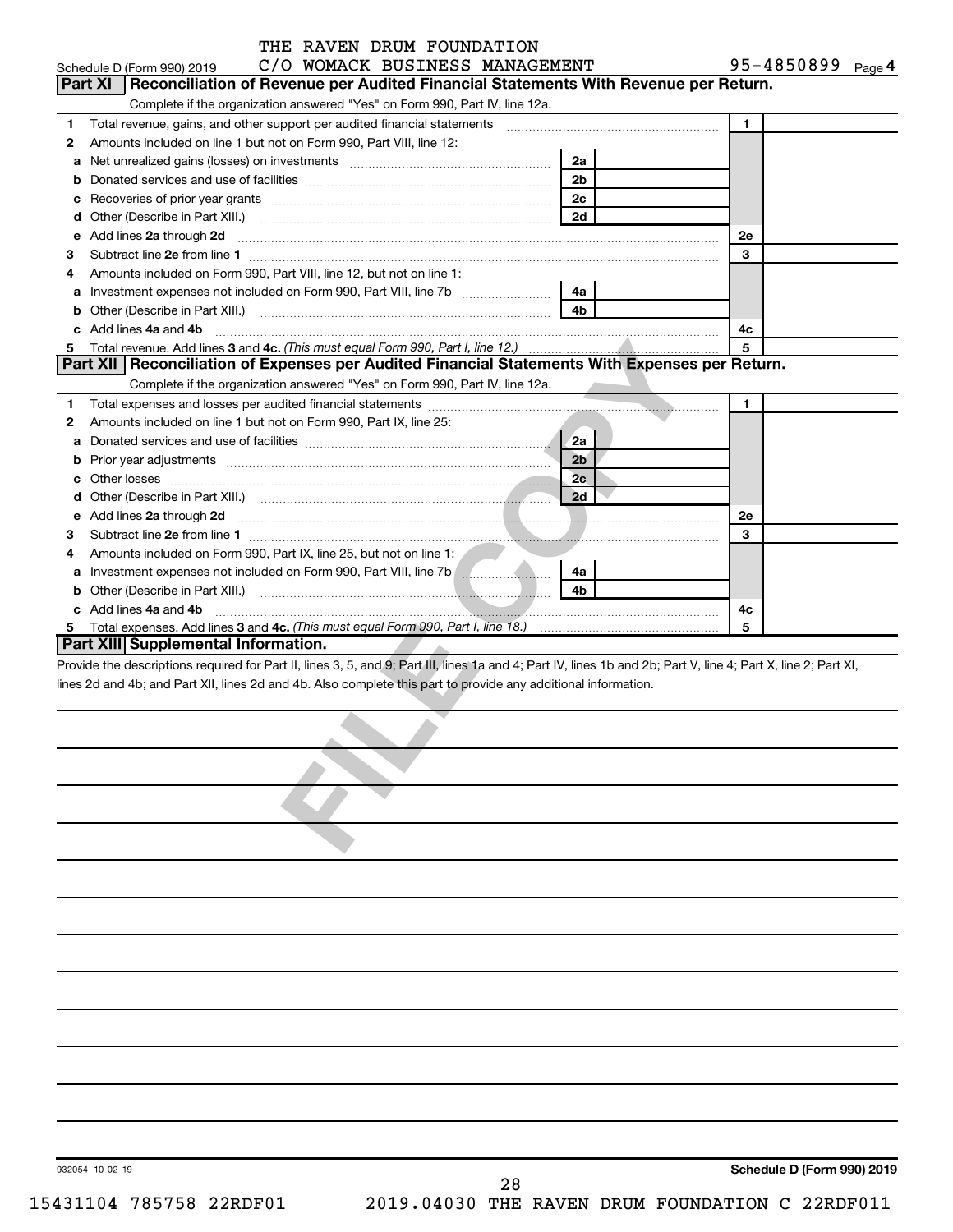THE RAVEN DRUM FOUNDATION
Schedule D (Form 990) 2019 C/O WOMACK BUSINESS MANAGEMENT 95-4850899 Page 4

## Part XI Reconciliation of Revenue per Audited Financial Statements With Revenue per Return.

Complete if the organization answered "Yes" on Form 990, Part IV, line 12a.

| | | | | | |
|---|---|---|---|---|---|
| 1 | Total revenue, gains, and other support per audited financial statements | | | 1 | |
| 2 | Amounts included on line 1 but not on Form 990, Part VIII, line 12: | | | | |
| a | Net unrealized gains (losses) on investments | 2a | | | |
| b | Donated services and use of facilities | 2b | | | |
| c | Recoveries of prior year grants | 2c | | | |
| d | Other (Describe in Part XIII.) | 2d | | | |
| e | Add lines 2a through 2d | | | 2e | |
| 3 | Subtract line 2e from line 1 | | | 3 | |
| 4 | Amounts included on Form 990, Part VIII, line 12, but not on line 1: | | | | |
| a | Investment expenses not included on Form 990, Part VIII, line 7b | 4a | | | |
| b | Other (Describe in Part XIII.) | 4b | | | |
| c | Add lines 4a and 4b | | | 4c | |
| 5 | Total revenue. Add lines 3 and 4c. *(This must equal Form 990, Part I, line 12.)* | | | 5 | |

## Part XII Reconciliation of Expenses per Audited Financial Statements With Expenses per Return.

Complete if the organization answered "Yes" on Form 990, Part IV, line 12a.

| | | | | | |
|---|---|---|---|---|---|
| 1 | Total expenses and losses per audited financial statements | | | 1 | |
| 2 | Amounts included on line 1 but not on Form 990, Part IX, line 25: | | | | |
| a | Donated services and use of facilities | 2a | | | |
| b | Prior year adjustments | 2b | | | |
| c | Other losses | 2c | | | |
| d | Other (Describe in Part XIII.) | 2d | | | |
| e | Add lines 2a through 2d | | | 2e | |
| 3 | Subtract line 2e from line 1 | | | 3 | |
| 4 | Amounts included on Form 990, Part IX, line 25, but not on line 1: | | | | |
| a | Investment expenses not included on Form 990, Part VIII, line 7b | 4a | | | |
| b | Other (Describe in Part XIII.) | 4b | | | |
| c | Add lines 4a and 4b | | | 4c | |
| 5 | Total expenses. Add lines 3 and 4c. *(This must equal Form 990, Part I, line 18.)* | | | 5 | |

## Part XIII Supplemental Information.

Provide the descriptions required for Part II, lines 3, 5, and 9; Part III, lines 1a and 4; Part IV, lines 1b and 2b; Part V, line 4; Part X, line 2; Part XI, lines 2d and 4b; and Part XII, lines 2d and 4b. Also complete this part to provide any additional information.

932054 10-02-19 **Schedule D (Form 990) 2019**

15431104 785758 22RDF01 2019.04030 THE RAVEN DRUM FOUNDATION C 22RDF011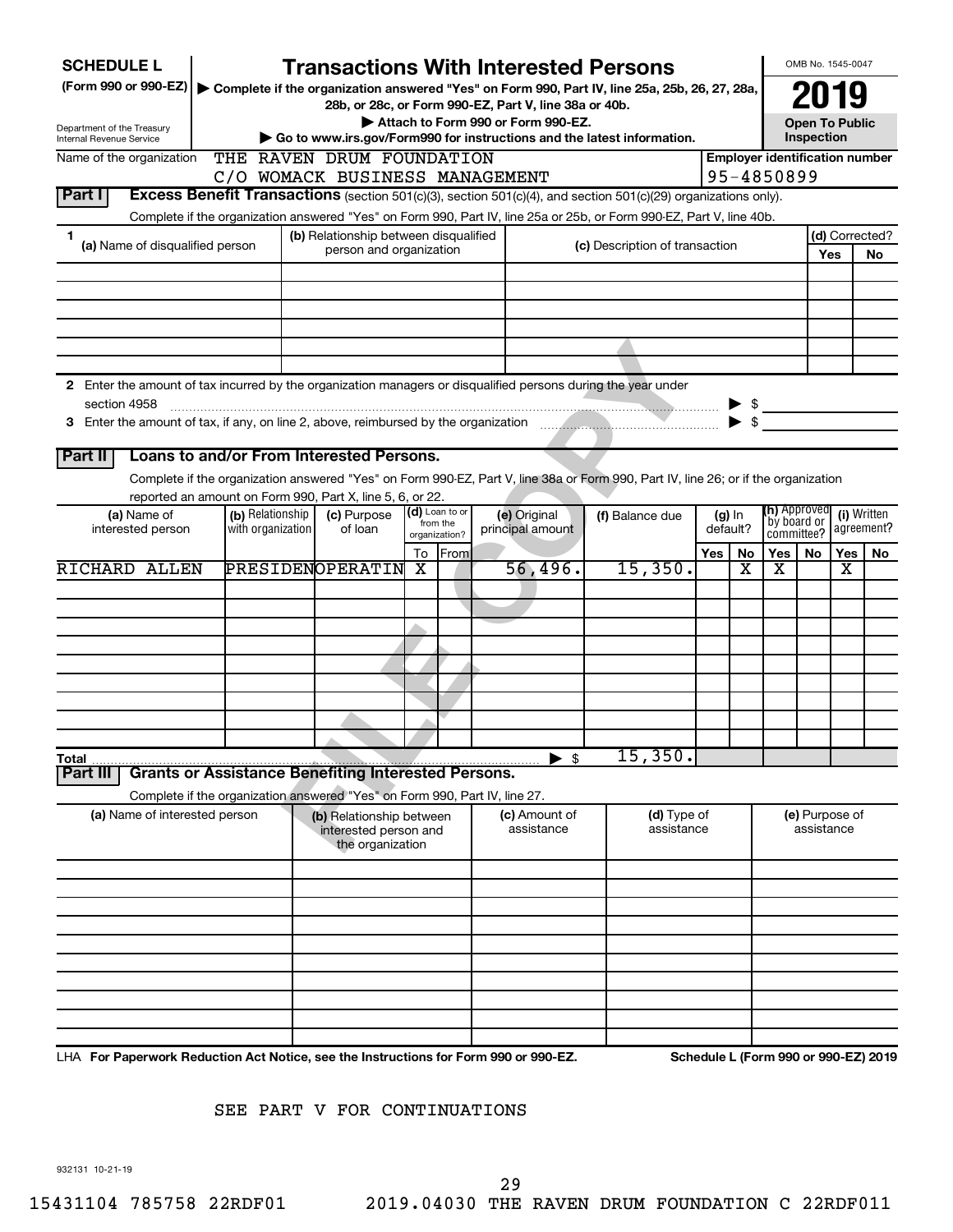# SCHEDULE L (Form 990 or 990-EZ)

## Transactions With Interested Persons

▶ Complete if the organization answered "Yes" on Form 990, Part IV, line 25a, 25b, 26, 27, 28a, 28b, or 28c, or Form 990-EZ, Part V, line 38a or 40b.

▶ Attach to Form 990 or Form 990-EZ.

▶ Go to www.irs.gov/Form990 for instructions and the latest information.

Department of the Treasury
Internal Revenue Service

OMB No. 1545-0047

**2019**

**Open To Public Inspection**

Name of the organization: THE RAVEN DRUM FOUNDATION
C/O WOMACK BUSINESS MANAGEMENT

Employer identification number: 95-4850899

### Part I — Excess Benefit Transactions (section 501(c)(3), section 501(c)(4), and section 501(c)(29) organizations only).

Complete if the organization answered "Yes" on Form 990, Part IV, line 25a or 25b, or Form 990-EZ, Part V, line 40b.

| 1 (a) Name of disqualified person | (b) Relationship between disqualified person and organization | (c) Description of transaction | (d) Corrected? Yes | No |
|---|---|---|---|---|
| | | | | |
| | | | | |
| | | | | |
| | | | | |
| | | | | |
| | | | | |

2 Enter the amount of tax incurred by the organization managers or disqualified persons during the year under section 4958 ▶ $

3 Enter the amount of tax, if any, on line 2, above, reimbursed by the organization ▶ $

### Part II — Loans to and/or From Interested Persons.

Complete if the organization answered "Yes" on Form 990-EZ, Part V, line 38a or Form 990, Part IV, line 26; or if the organization reported an amount on Form 990, Part X, line 5, 6, or 22.

| (a) Name of interested person | (b) Relationship with organization | (c) Purpose of loan | (d) Loan to or from the organization? To | From | (e) Original principal amount | (f) Balance due | (g) In default? Yes | No | (h) Approved by board or committee? Yes | No | (i) Written agreement? Yes | No |
|---|---|---|---|---|---|---|---|---|---|---|---|---|
| RICHARD ALLEN | PRESIDEN | OPERATIN | X | | 56,496. | 15,350. | | X | X | | X | |
| | | | | | | | | | | | | |
| | | | | | | | | | | | | |
| | | | | | | | | | | | | |
| | | | | | | | | | | | | |
| | | | | | | | | | | | | |
| | | | | | | | | | | | | |
| | | | | | | | | | | | | |
| | | | | | | | | | | | | |
| **Total** | | | | | ▶ $ | 15,350. | | | | | | |

### Part III — Grants or Assistance Benefiting Interested Persons.

Complete if the organization answered "Yes" on Form 990, Part IV, line 27.

| (a) Name of interested person | (b) Relationship between interested person and the organization | (c) Amount of assistance | (d) Type of assistance | (e) Purpose of assistance |
|---|---|---|---|---|
| | | | | |
| | | | | |
| | | | | |
| | | | | |
| | | | | |
| | | | | |
| | | | | |
| | | | | |
| | | | | |
| | | | | |

LHA **For Paperwork Reduction Act Notice, see the Instructions for Form 990 or 990-EZ.** **Schedule L (Form 990 or 990-EZ) 2019**

SEE PART V FOR CONTINUATIONS

932131 10-21-19

15431104 785758 22RDF01 2019.04030 THE RAVEN DRUM FOUNDATION C 22RDF011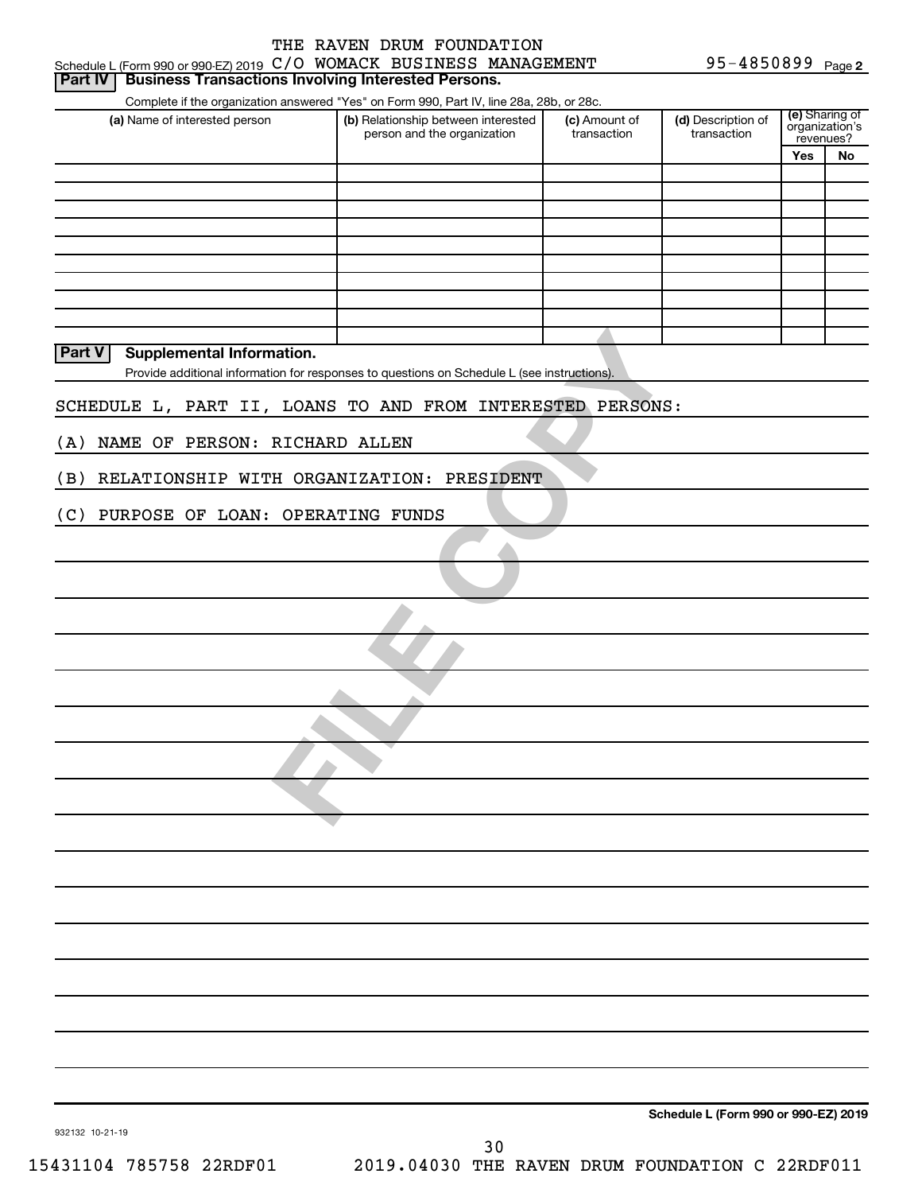THE RAVEN DRUM FOUNDATION

Schedule L (Form 990 or 990-EZ) 2019 C/O WOMACK BUSINESS MANAGEMENT 95-4850899 Page 2

## Part IV Business Transactions Involving Interested Persons.

Complete if the organization answered "Yes" on Form 990, Part IV, line 28a, 28b, or 28c.

| (a) Name of interested person | (b) Relationship between interested person and the organization | (c) Amount of transaction | (d) Description of transaction | (e) Sharing of organization's revenues? | |
|---|---|---|---|---|---|
| | | | | Yes | No |
| | | | | | |
| | | | | | |
| | | | | | |
| | | | | | |
| | | | | | |
| | | | | | |
| | | | | | |
| | | | | | |
| | | | | | |

## Part V Supplemental Information.

Provide additional information for responses to questions on Schedule L (see instructions).

SCHEDULE L, PART II, LOANS TO AND FROM INTERESTED PERSONS:

(A) NAME OF PERSON: RICHARD ALLEN

(B) RELATIONSHIP WITH ORGANIZATION: PRESIDENT

(C) PURPOSE OF LOAN: OPERATING FUNDS

FILE COPY

Schedule L (Form 990 or 990-EZ) 2019

932132 10-21-19

15431104 785758 22RDF01 2019.04030 THE RAVEN DRUM FOUNDATION C 22RDF011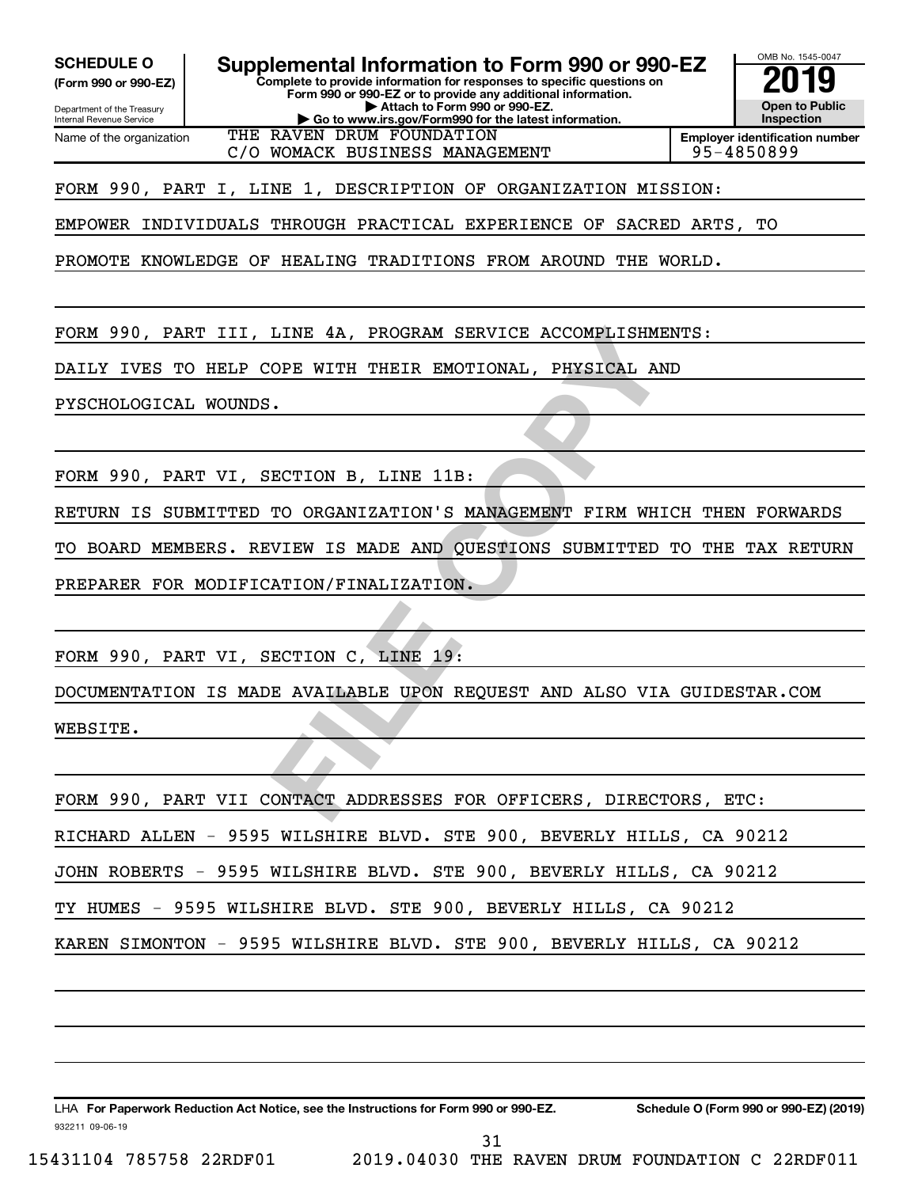**SCHEDULE O** (Form 990 or 990-EZ)

Department of the Treasury
Internal Revenue Service

# Supplemental Information to Form 990 or 990-EZ

**Complete to provide information for responses to specific questions on Form 990 or 990-EZ or to provide any additional information.**
**▶ Attach to Form 990 or 990-EZ.**
**▶ Go to www.irs.gov/Form990 for the latest information.**

OMB No. 1545-0047

**2019**

**Open to Public Inspection**

Name of the organization: THE RAVEN DRUM FOUNDATION C/O WOMACK BUSINESS MANAGEMENT

**Employer identification number**: 95-4850899

FORM 990, PART I, LINE 1, DESCRIPTION OF ORGANIZATION MISSION:

EMPOWER INDIVIDUALS THROUGH PRACTICAL EXPERIENCE OF SACRED ARTS, TO PROMOTE KNOWLEDGE OF HEALING TRADITIONS FROM AROUND THE WORLD.

FORM 990, PART III, LINE 4A, PROGRAM SERVICE ACCOMPLISHMENTS:

DAILY IVES TO HELP COPE WITH THEIR EMOTIONAL, PHYSICAL AND PYSCHOLOGICAL WOUNDS.

FORM 990, PART VI, SECTION B, LINE 11B:

RETURN IS SUBMITTED TO ORGANIZATION'S MANAGEMENT FIRM WHICH THEN FORWARDS TO BOARD MEMBERS. REVIEW IS MADE AND QUESTIONS SUBMITTED TO THE TAX RETURN PREPARER FOR MODIFICATION/FINALIZATION.

FORM 990, PART VI, SECTION C, LINE 19:

DOCUMENTATION IS MADE AVAILABLE UPON REQUEST AND ALSO VIA GUIDESTAR.COM WEBSITE.

FORM 990, PART VII CONTACT ADDRESSES FOR OFFICERS, DIRECTORS, ETC:

RICHARD ALLEN - 9595 WILSHIRE BLVD. STE 900, BEVERLY HILLS, CA 90212

JOHN ROBERTS - 9595 WILSHIRE BLVD. STE 900, BEVERLY HILLS, CA 90212

TY HUMES - 9595 WILSHIRE BLVD. STE 900, BEVERLY HILLS, CA 90212

KAREN SIMONTON - 9595 WILSHIRE BLVD. STE 900, BEVERLY HILLS, CA 90212

LHA **For Paperwork Reduction Act Notice, see the Instructions for Form 990 or 990-EZ.** **Schedule O (Form 990 or 990-EZ) (2019)**

932211 09-06-19

15431104 785758 22RDF01 2019.04030 THE RAVEN DRUM FOUNDATION C 22RDF011